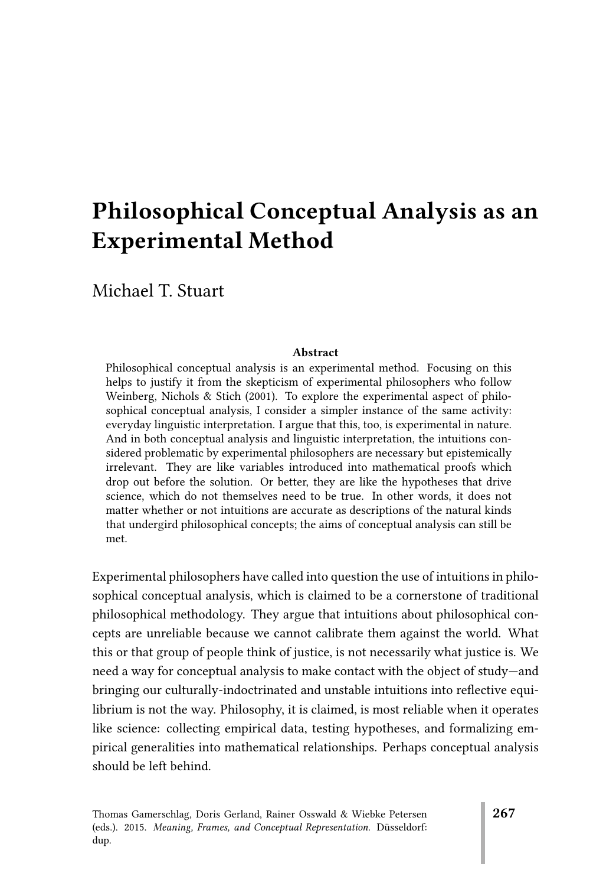# Philosophical Conceptual Analysis as an Experimental Method

Michael T. Stuart

**Abstract**

Philosophical conceptual analysis is an experimental method. Focusing on this helps to justify it from the skepticism of experimental philosophers who follow Weinberg, Nichols & Stich (2001). To explore the experimental aspect of philosophical conceptual analysis, I consider a simpler instance of the same activity: everyday linguistic interpretation. I argue that this, too, is experimental in nature. And in both conceptual analysis and linguistic interpretation, the intuitions considered problematic by experimental philosophers are necessary but epistemically irrelevant. They are like variables introduced into mathematical proofs which drop out before the solution. Or better, they are like the hypotheses that drive science, which do not themselves need to be true. In other words, it does not matter whether or not intuitions are accurate as descriptions of the natural kinds that undergird philosophical concepts; the aims of conceptual analysis can still be met.

Experimental philosophers have called into question the use of intuitions in philosophical conceptual analysis, which is claimed to be a cornerstone of traditional philosophical methodology. They argue that intuitions about philosophical concepts are unreliable because we cannot calibrate them against the world. What this or that group of people think of justice, is not necessarily what justice is. We need a way for conceptual analysis to make contact with the object of study—and bringing our culturally-indoctrinated and unstable intuitions into reflective equilibrium is not the way. Philosophy, it is claimed, is most reliable when it operates like science: collecting empirical data, testing hypotheses, and formalizing empirical generalities into mathematical relationships. Perhaps conceptual analysis should be left behind.

Thomas Gamerschlag, Doris Gerland, Rainer Osswald & Wiebke Petersen (eds.). 2015. *Meaning, Frames, and Conceptual Representation.* Düsseldorf: dup.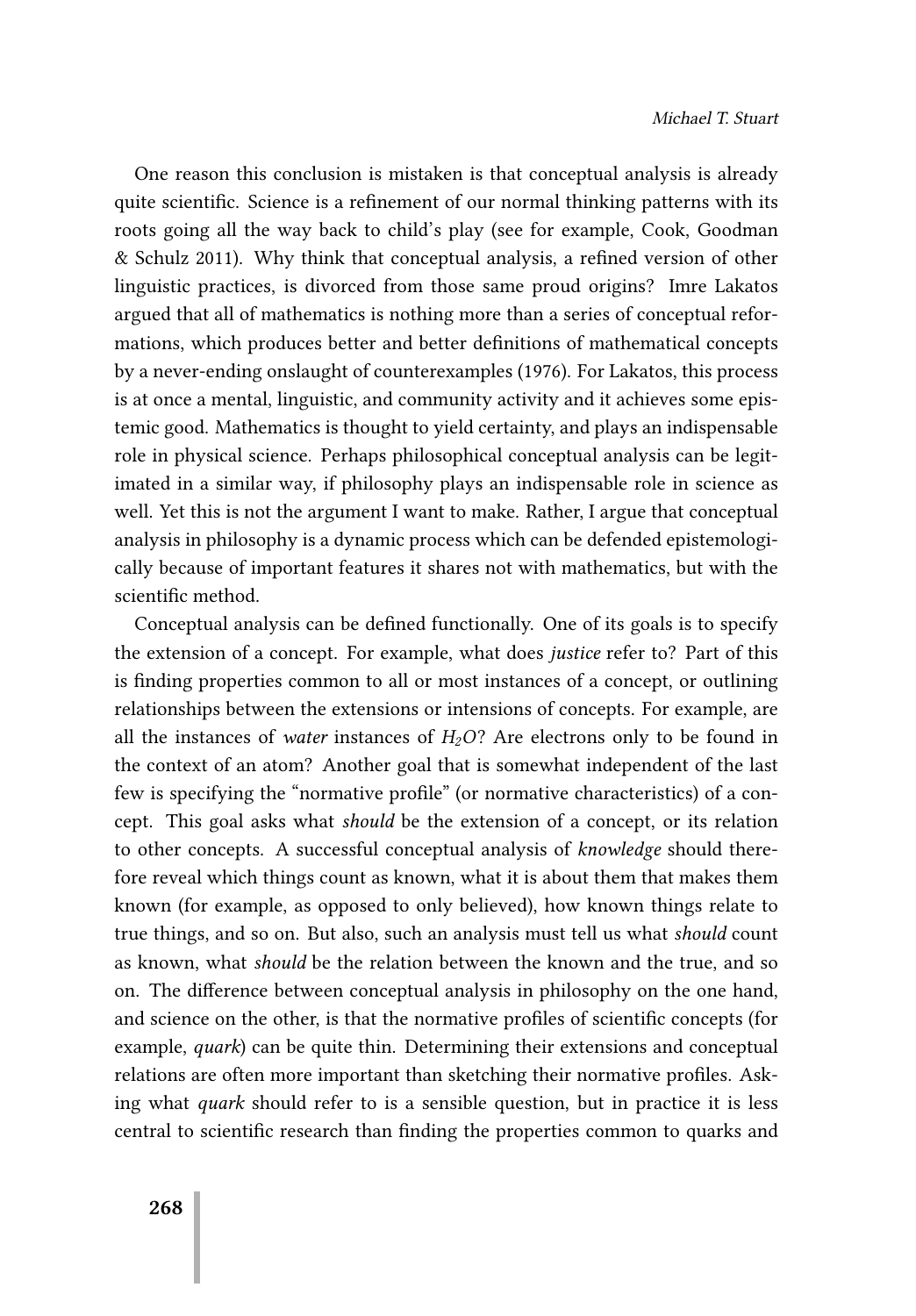One reason this conclusion is mistaken is that conceptual analysis is already quite scientific. Science is a refinement of our normal thinking patterns with its roots going all the way back to child's play (see for example, Cook, Goodman & Schulz 2011). Why think that conceptual analysis, a refined version of other linguistic practices, is divorced from those same proud origins? Imre Lakatos argued that all of mathematics is nothing more than a series of conceptual reformations, which produces better and better definitions of mathematical concepts by a never-ending onslaught of counterexamples (1976). For Lakatos, this process is at once a mental, linguistic, and community activity and it achieves some epistemic good. Mathematics is thought to yield certainty, and plays an indispensable role in physical science. Perhaps philosophical conceptual analysis can be legitimated in a similar way, if philosophy plays an indispensable role in science as well. Yet this is not the argument I want to make. Rather, I argue that conceptual analysis in philosophy is a dynamic process which can be defended epistemologically because of important features it shares not with mathematics, but with the scientific method.

Conceptual analysis can be defined functionally. One of its goals is to specify the extension of a concept. For example, what does *justice* refer to? Part of this is finding properties common to all or most instances of a concept, or outlining relationships between the extensions or intensions of concepts. For example, are all the instances of *water* instances of $H_2O$? Are electrons only to be found in the context of an atom? Another goal that is somewhat independent of the last few is specifying the "normative profile" (or normative characteristics) of a concept. This goal asks what *should* be the extension of a concept, or its relation to other concepts. A successful conceptual analysis of *knowledge* should therefore reveal which things count as known, what it is about them that makes them known (for example, as opposed to only believed), how known things relate to true things, and so on. But also, such an analysis must tell us what *should* count as known, what *should* be the relation between the known and the true, and so on. The difference between conceptual analysis in philosophy on the one hand, and science on the other, is that the normative profiles of scientific concepts (for example, *quark*) can be quite thin. Determining their extensions and conceptual relations are often more important than sketching their normative profiles. Asking what *quark* should refer to is a sensible question, but in practice it is less central to scientific research than finding the properties common to quarks and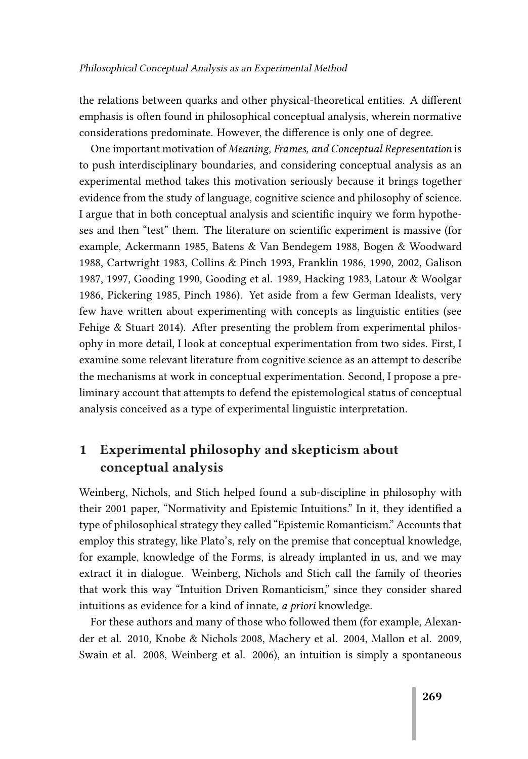the relations between quarks and other physical-theoretical entities. A different emphasis is often found in philosophical conceptual analysis, wherein normative considerations predominate. However, the difference is only one of degree.

One important motivation of *Meaning, Frames, and Conceptual Representation* is to push interdisciplinary boundaries, and considering conceptual analysis as an experimental method takes this motivation seriously because it brings together evidence from the study of language, cognitive science and philosophy of science. I argue that in both conceptual analysis and scientific inquiry we form hypotheses and then "test" them. The literature on scientific experiment is massive (for example, Ackermann 1985, Batens & Van Bendegem 1988, Bogen & Woodward 1988, Cartwright 1983, Collins & Pinch 1993, Franklin 1986, 1990, 2002, Galison 1987, 1997, Gooding 1990, Gooding et al. 1989, Hacking 1983, Latour & Woolgar 1986, Pickering 1985, Pinch 1986). Yet aside from a few German Idealists, very few have written about experimenting with concepts as linguistic entities (see Fehige & Stuart 2014). After presenting the problem from experimental philosophy in more detail, I look at conceptual experimentation from two sides. First, I examine some relevant literature from cognitive science as an attempt to describe the mechanisms at work in conceptual experimentation. Second, I propose a preliminary account that attempts to defend the epistemological status of conceptual analysis conceived as a type of experimental linguistic interpretation.

## 1 Experimental philosophy and skepticism about conceptual analysis

Weinberg, Nichols, and Stich helped found a sub-discipline in philosophy with their 2001 paper, "Normativity and Epistemic Intuitions." In it, they identified a type of philosophical strategy they called "Epistemic Romanticism." Accounts that employ this strategy, like Plato's, rely on the premise that conceptual knowledge, for example, knowledge of the Forms, is already implanted in us, and we may extract it in dialogue. Weinberg, Nichols and Stich call the family of theories that work this way "Intuition Driven Romanticism," since they consider shared intuitions as evidence for a kind of innate, *a priori* knowledge.

For these authors and many of those who followed them (for example, Alexander et al. 2010, Knobe & Nichols 2008, Machery et al. 2004, Mallon et al. 2009, Swain et al. 2008, Weinberg et al. 2006), an intuition is simply a spontaneous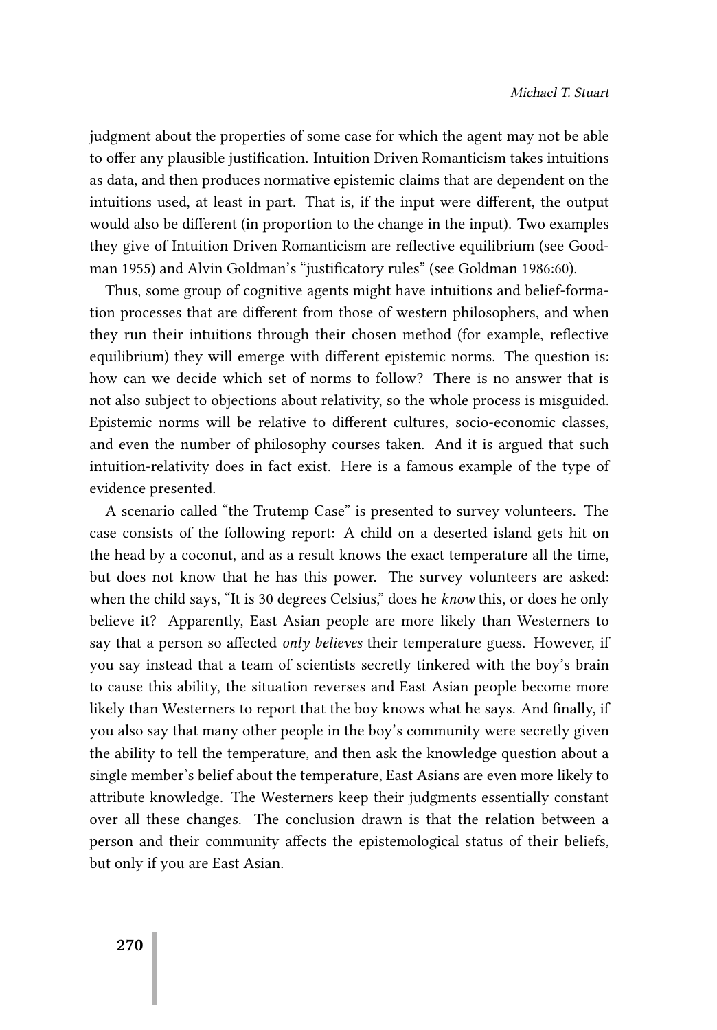judgment about the properties of some case for which the agent may not be able to offer any plausible justification. Intuition Driven Romanticism takes intuitions as data, and then produces normative epistemic claims that are dependent on the intuitions used, at least in part. That is, if the input were different, the output would also be different (in proportion to the change in the input). Two examples they give of Intuition Driven Romanticism are reflective equilibrium (see Goodman 1955) and Alvin Goldman's "justificatory rules" (see Goldman 1986:60).

Thus, some group of cognitive agents might have intuitions and belief-formation processes that are different from those of western philosophers, and when they run their intuitions through their chosen method (for example, reflective equilibrium) they will emerge with different epistemic norms. The question is: how can we decide which set of norms to follow? There is no answer that is not also subject to objections about relativity, so the whole process is misguided. Epistemic norms will be relative to different cultures, socio-economic classes, and even the number of philosophy courses taken. And it is argued that such intuition-relativity does in fact exist. Here is a famous example of the type of evidence presented.

A scenario called "the Trutemp Case" is presented to survey volunteers. The case consists of the following report: A child on a deserted island gets hit on the head by a coconut, and as a result knows the exact temperature all the time, but does not know that he has this power. The survey volunteers are asked: when the child says, "It is 30 degrees Celsius," does he *know* this, or does he only believe it? Apparently, East Asian people are more likely than Westerners to say that a person so affected *only believes* their temperature guess. However, if you say instead that a team of scientists secretly tinkered with the boy's brain to cause this ability, the situation reverses and East Asian people become more likely than Westerners to report that the boy knows what he says. And finally, if you also say that many other people in the boy's community were secretly given the ability to tell the temperature, and then ask the knowledge question about a single member's belief about the temperature, East Asians are even more likely to attribute knowledge. The Westerners keep their judgments essentially constant over all these changes. The conclusion drawn is that the relation between a person and their community affects the epistemological status of their beliefs, but only if you are East Asian.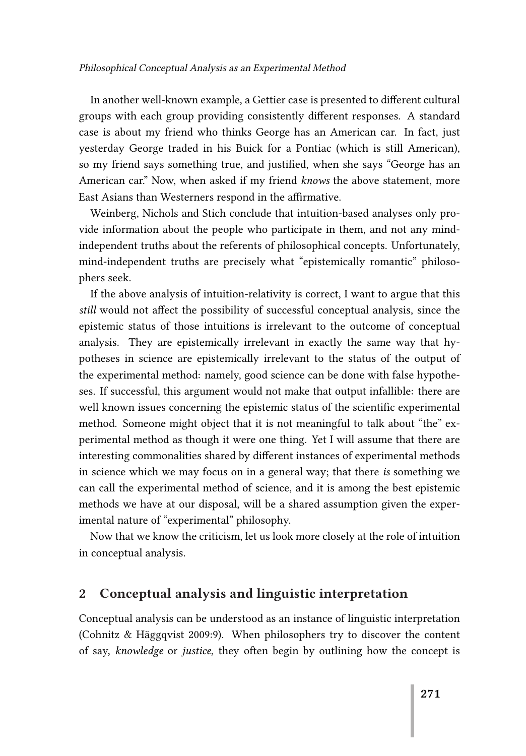In another well-known example, a Gettier case is presented to different cultural groups with each group providing consistently different responses. A standard case is about my friend who thinks George has an American car. In fact, just yesterday George traded in his Buick for a Pontiac (which is still American), so my friend says something true, and justified, when she says "George has an American car." Now, when asked if my friend *knows* the above statement, more East Asians than Westerners respond in the affirmative.

Weinberg, Nichols and Stich conclude that intuition-based analyses only provide information about the people who participate in them, and not any mind-independent truths about the referents of philosophical concepts. Unfortunately, mind-independent truths are precisely what "epistemically romantic" philosophers seek.

If the above analysis of intuition-relativity is correct, I want to argue that this *still* would not affect the possibility of successful conceptual analysis, since the epistemic status of those intuitions is irrelevant to the outcome of conceptual analysis. They are epistemically irrelevant in exactly the same way that hypotheses in science are epistemically irrelevant to the status of the output of the experimental method: namely, good science can be done with false hypotheses. If successful, this argument would not make that output infallible: there are well known issues concerning the epistemic status of the scientific experimental method. Someone might object that it is not meaningful to talk about "the" experimental method as though it were one thing. Yet I will assume that there are interesting commonalities shared by different instances of experimental methods in science which we may focus on in a general way; that there *is* something we can call the experimental method of science, and it is among the best epistemic methods we have at our disposal, will be a shared assumption given the experimental nature of "experimental" philosophy.

Now that we know the criticism, let us look more closely at the role of intuition in conceptual analysis.

## 2 Conceptual analysis and linguistic interpretation

Conceptual analysis can be understood as an instance of linguistic interpretation (Cohnitz & Häggqvist 2009:9). When philosophers try to discover the content of say, *knowledge* or *justice*, they often begin by outlining how the concept is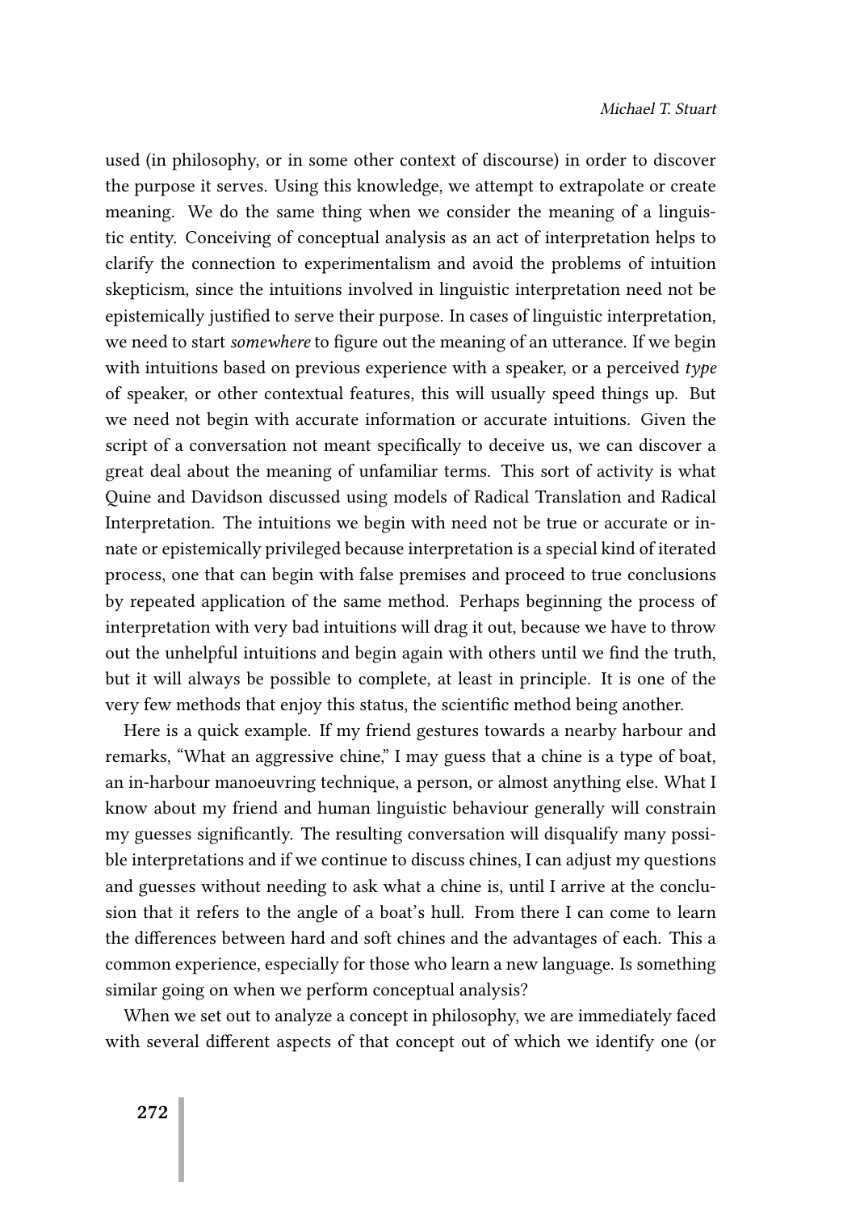used (in philosophy, or in some other context of discourse) in order to discover the purpose it serves. Using this knowledge, we attempt to extrapolate or create meaning. We do the same thing when we consider the meaning of a linguistic entity. Conceiving of conceptual analysis as an act of interpretation helps to clarify the connection to experimentalism and avoid the problems of intuition skepticism, since the intuitions involved in linguistic interpretation need not be epistemically justified to serve their purpose. In cases of linguistic interpretation, we need to start *somewhere* to figure out the meaning of an utterance. If we begin with intuitions based on previous experience with a speaker, or a perceived *type* of speaker, or other contextual features, this will usually speed things up. But we need not begin with accurate information or accurate intuitions. Given the script of a conversation not meant specifically to deceive us, we can discover a great deal about the meaning of unfamiliar terms. This sort of activity is what Quine and Davidson discussed using models of Radical Translation and Radical Interpretation. The intuitions we begin with need not be true or accurate or innate or epistemically privileged because interpretation is a special kind of iterated process, one that can begin with false premises and proceed to true conclusions by repeated application of the same method. Perhaps beginning the process of interpretation with very bad intuitions will drag it out, because we have to throw out the unhelpful intuitions and begin again with others until we find the truth, but it will always be possible to complete, at least in principle. It is one of the very few methods that enjoy this status, the scientific method being another.

Here is a quick example. If my friend gestures towards a nearby harbour and remarks, "What an aggressive chine," I may guess that a chine is a type of boat, an in-harbour manoeuvring technique, a person, or almost anything else. What I know about my friend and human linguistic behaviour generally will constrain my guesses significantly. The resulting conversation will disqualify many possible interpretations and if we continue to discuss chines, I can adjust my questions and guesses without needing to ask what a chine is, until I arrive at the conclusion that it refers to the angle of a boat's hull. From there I can come to learn the differences between hard and soft chines and the advantages of each. This a common experience, especially for those who learn a new language. Is something similar going on when we perform conceptual analysis?

When we set out to analyze a concept in philosophy, we are immediately faced with several different aspects of that concept out of which we identify one (or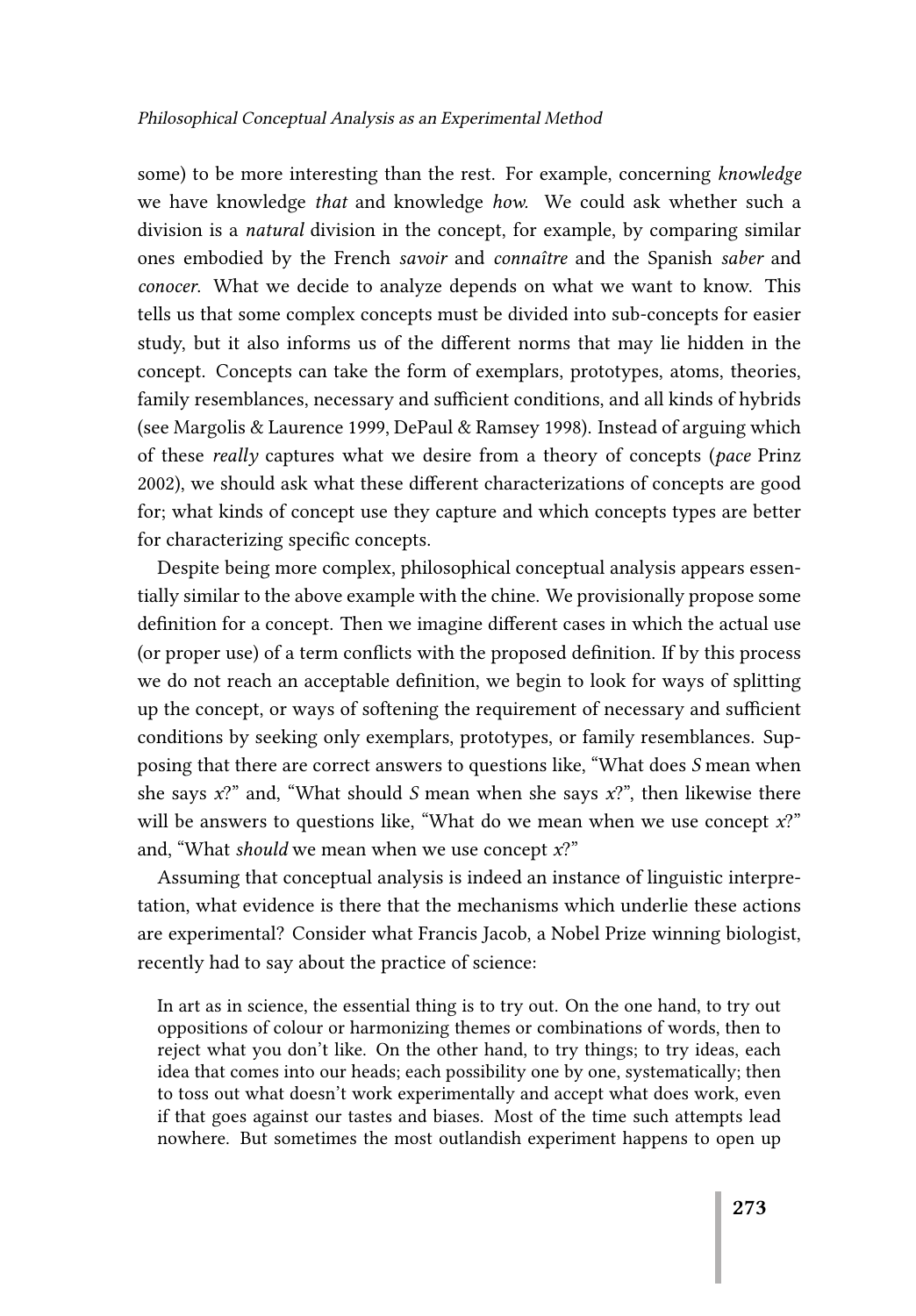some) to be more interesting than the rest. For example, concerning *knowledge* we have knowledge *that* and knowledge *how.* We could ask whether such a division is a *natural* division in the concept, for example, by comparing similar ones embodied by the French *savoir* and *connaître* and the Spanish *saber* and *conocer*. What we decide to analyze depends on what we want to know. This tells us that some complex concepts must be divided into sub-concepts for easier study, but it also informs us of the different norms that may lie hidden in the concept. Concepts can take the form of exemplars, prototypes, atoms, theories, family resemblances, necessary and sufficient conditions, and all kinds of hybrids (see Margolis & Laurence 1999, DePaul & Ramsey 1998). Instead of arguing which of these *really* captures what we desire from a theory of concepts (*pace* Prinz 2002), we should ask what these different characterizations of concepts are good for; what kinds of concept use they capture and which concepts types are better for characterizing specific concepts.

Despite being more complex, philosophical conceptual analysis appears essentially similar to the above example with the chine. We provisionally propose some definition for a concept. Then we imagine different cases in which the actual use (or proper use) of a term conflicts with the proposed definition. If by this process we do not reach an acceptable definition, we begin to look for ways of splitting up the concept, or ways of softening the requirement of necessary and sufficient conditions by seeking only exemplars, prototypes, or family resemblances. Supposing that there are correct answers to questions like, "What does *S* mean when she says *x*?" and, "What should *S* mean when she says *x*?", then likewise there will be answers to questions like, "What do we mean when we use concept *x*?" and, "What *should* we mean when we use concept *x*?"

Assuming that conceptual analysis is indeed an instance of linguistic interpretation, what evidence is there that the mechanisms which underlie these actions are experimental? Consider what Francis Jacob, a Nobel Prize winning biologist, recently had to say about the practice of science:

> In art as in science, the essential thing is to try out. On the one hand, to try out oppositions of colour or harmonizing themes or combinations of words, then to reject what you don't like. On the other hand, to try things; to try ideas, each idea that comes into our heads; each possibility one by one, systematically; then to toss out what doesn't work experimentally and accept what does work, even if that goes against our tastes and biases. Most of the time such attempts lead nowhere. But sometimes the most outlandish experiment happens to open up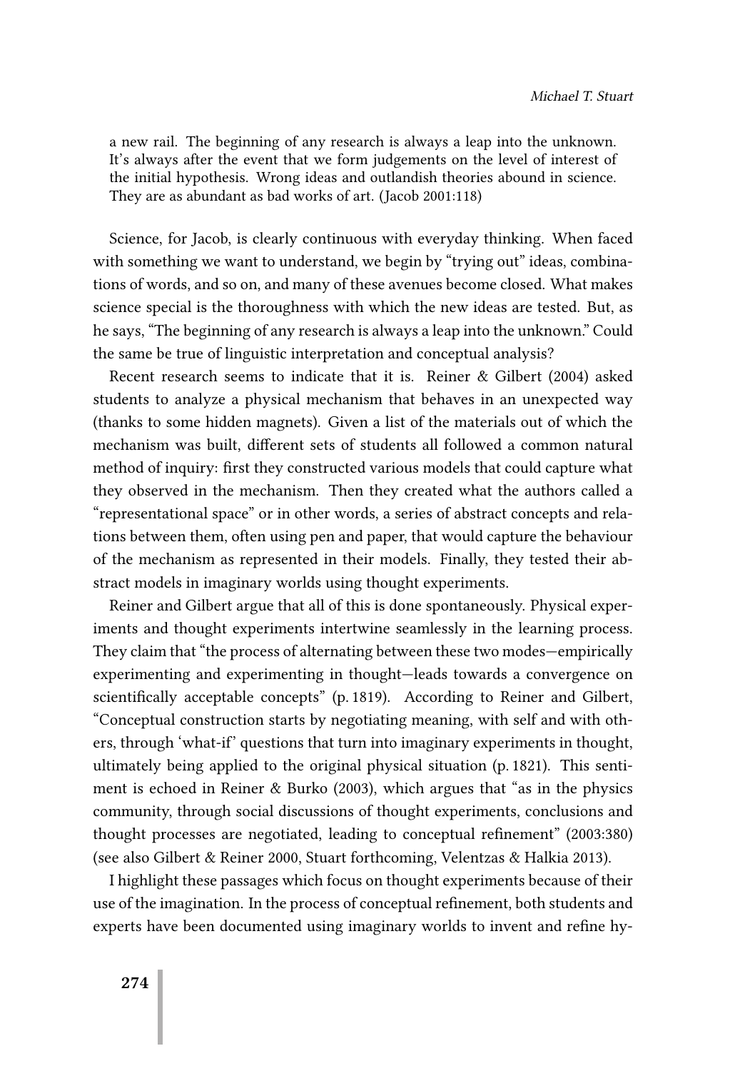> a new rail. The beginning of any research is always a leap into the unknown. It's always after the event that we form judgements on the level of interest of the initial hypothesis. Wrong ideas and outlandish theories abound in science. They are as abundant as bad works of art. (Jacob 2001:118)

Science, for Jacob, is clearly continuous with everyday thinking. When faced with something we want to understand, we begin by "trying out" ideas, combinations of words, and so on, and many of these avenues become closed. What makes science special is the thoroughness with which the new ideas are tested. But, as he says, "The beginning of any research is always a leap into the unknown." Could the same be true of linguistic interpretation and conceptual analysis?

Recent research seems to indicate that it is. Reiner & Gilbert (2004) asked students to analyze a physical mechanism that behaves in an unexpected way (thanks to some hidden magnets). Given a list of the materials out of which the mechanism was built, different sets of students all followed a common natural method of inquiry: first they constructed various models that could capture what they observed in the mechanism. Then they created what the authors called a "representational space" or in other words, a series of abstract concepts and relations between them, often using pen and paper, that would capture the behaviour of the mechanism as represented in their models. Finally, they tested their abstract models in imaginary worlds using thought experiments.

Reiner and Gilbert argue that all of this is done spontaneously. Physical experiments and thought experiments intertwine seamlessly in the learning process. They claim that "the process of alternating between these two modes—empirically experimenting and experimenting in thought—leads towards a convergence on scientifically acceptable concepts" (p. 1819). According to Reiner and Gilbert, "Conceptual construction starts by negotiating meaning, with self and with others, through 'what-if' questions that turn into imaginary experiments in thought, ultimately being applied to the original physical situation (p. 1821). This sentiment is echoed in Reiner & Burko (2003), which argues that "as in the physics community, through social discussions of thought experiments, conclusions and thought processes are negotiated, leading to conceptual refinement" (2003:380) (see also Gilbert & Reiner 2000, Stuart forthcoming, Velentzas & Halkia 2013).

I highlight these passages which focus on thought experiments because of their use of the imagination. In the process of conceptual refinement, both students and experts have been documented using imaginary worlds to invent and refine hy-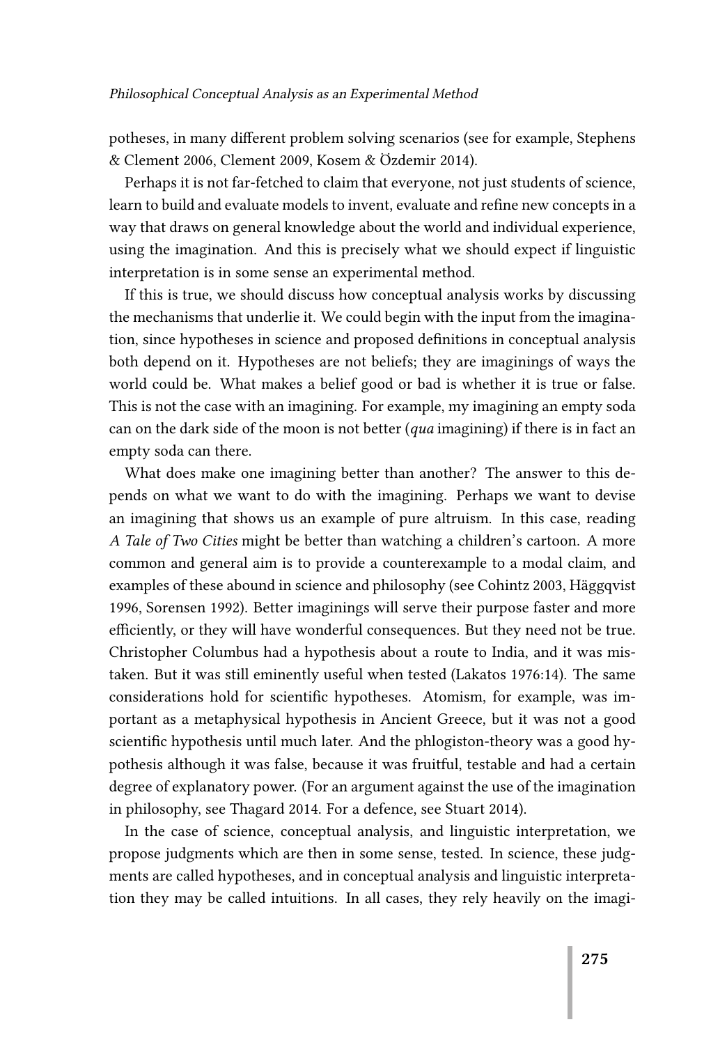potheses, in many different problem solving scenarios (see for example, Stephens & Clement 2006, Clement 2009, Kosem & Özdemir 2014).

Perhaps it is not far-fetched to claim that everyone, not just students of science, learn to build and evaluate models to invent, evaluate and refine new concepts in a way that draws on general knowledge about the world and individual experience, using the imagination. And this is precisely what we should expect if linguistic interpretation is in some sense an experimental method.

If this is true, we should discuss how conceptual analysis works by discussing the mechanisms that underlie it. We could begin with the input from the imagination, since hypotheses in science and proposed definitions in conceptual analysis both depend on it. Hypotheses are not beliefs; they are imaginings of ways the world could be. What makes a belief good or bad is whether it is true or false. This is not the case with an imagining. For example, my imagining an empty soda can on the dark side of the moon is not better (*qua* imagining) if there is in fact an empty soda can there.

What does make one imagining better than another? The answer to this depends on what we want to do with the imagining. Perhaps we want to devise an imagining that shows us an example of pure altruism. In this case, reading *A Tale of Two Cities* might be better than watching a children's cartoon. A more common and general aim is to provide a counterexample to a modal claim, and examples of these abound in science and philosophy (see Cohintz 2003, Häggqvist 1996, Sorensen 1992). Better imaginings will serve their purpose faster and more efficiently, or they will have wonderful consequences. But they need not be true. Christopher Columbus had a hypothesis about a route to India, and it was mistaken. But it was still eminently useful when tested (Lakatos 1976:14). The same considerations hold for scientific hypotheses. Atomism, for example, was important as a metaphysical hypothesis in Ancient Greece, but it was not a good scientific hypothesis until much later. And the phlogiston-theory was a good hypothesis although it was false, because it was fruitful, testable and had a certain degree of explanatory power. (For an argument against the use of the imagination in philosophy, see Thagard 2014. For a defence, see Stuart 2014).

In the case of science, conceptual analysis, and linguistic interpretation, we propose judgments which are then in some sense, tested. In science, these judgments are called hypotheses, and in conceptual analysis and linguistic interpretation they may be called intuitions. In all cases, they rely heavily on the imagi-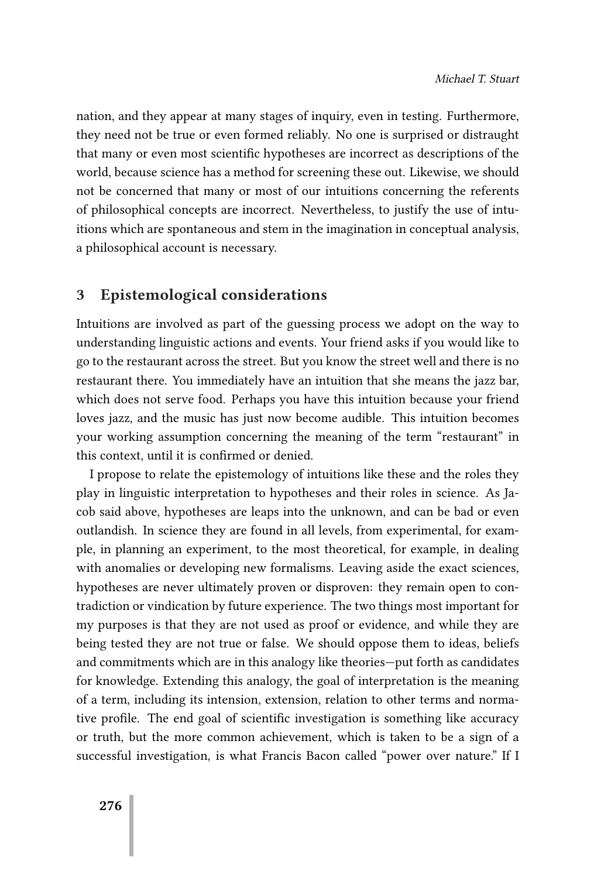nation, and they appear at many stages of inquiry, even in testing. Furthermore, they need not be true or even formed reliably. No one is surprised or distraught that many or even most scientific hypotheses are incorrect as descriptions of the world, because science has a method for screening these out. Likewise, we should not be concerned that many or most of our intuitions concerning the referents of philosophical concepts are incorrect. Nevertheless, to justify the use of intuitions which are spontaneous and stem in the imagination in conceptual analysis, a philosophical account is necessary.

## 3 Epistemological considerations

Intuitions are involved as part of the guessing process we adopt on the way to understanding linguistic actions and events. Your friend asks if you would like to go to the restaurant across the street. But you know the street well and there is no restaurant there. You immediately have an intuition that she means the jazz bar, which does not serve food. Perhaps you have this intuition because your friend loves jazz, and the music has just now become audible. This intuition becomes your working assumption concerning the meaning of the term "restaurant" in this context, until it is confirmed or denied.

I propose to relate the epistemology of intuitions like these and the roles they play in linguistic interpretation to hypotheses and their roles in science. As Jacob said above, hypotheses are leaps into the unknown, and can be bad or even outlandish. In science they are found in all levels, from experimental, for example, in planning an experiment, to the most theoretical, for example, in dealing with anomalies or developing new formalisms. Leaving aside the exact sciences, hypotheses are never ultimately proven or disproven: they remain open to contradiction or vindication by future experience. The two things most important for my purposes is that they are not used as proof or evidence, and while they are being tested they are not true or false. We should oppose them to ideas, beliefs and commitments which are in this analogy like theories—put forth as candidates for knowledge. Extending this analogy, the goal of interpretation is the meaning of a term, including its intension, extension, relation to other terms and normative profile. The end goal of scientific investigation is something like accuracy or truth, but the more common achievement, which is taken to be a sign of a successful investigation, is what Francis Bacon called "power over nature." If I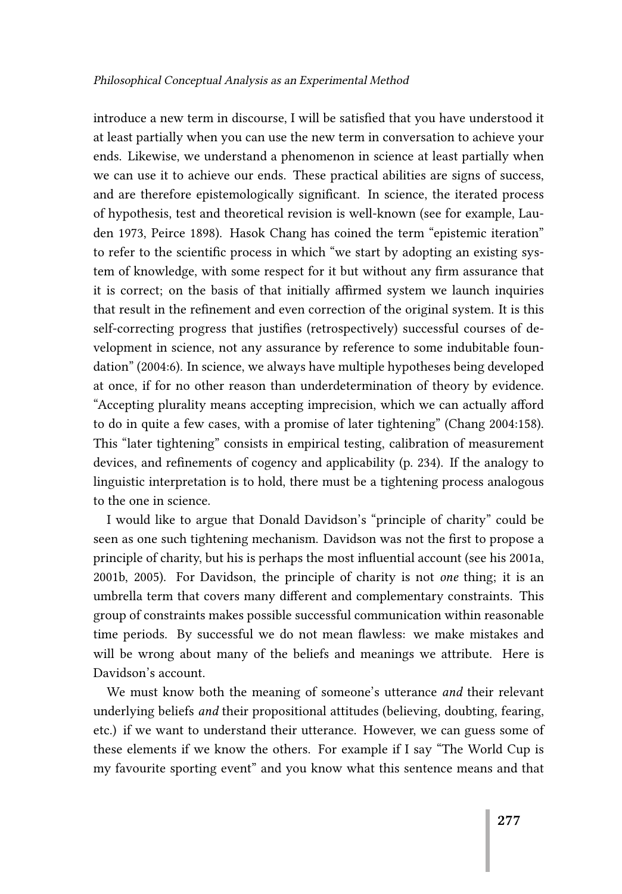introduce a new term in discourse, I will be satisfied that you have understood it at least partially when you can use the new term in conversation to achieve your ends. Likewise, we understand a phenomenon in science at least partially when we can use it to achieve our ends. These practical abilities are signs of success, and are therefore epistemologically significant. In science, the iterated process of hypothesis, test and theoretical revision is well-known (see for example, Lauden 1973, Peirce 1898). Hasok Chang has coined the term "epistemic iteration" to refer to the scientific process in which "we start by adopting an existing system of knowledge, with some respect for it but without any firm assurance that it is correct; on the basis of that initially affirmed system we launch inquiries that result in the refinement and even correction of the original system. It is this self-correcting progress that justifies (retrospectively) successful courses of development in science, not any assurance by reference to some indubitable foundation" (2004:6). In science, we always have multiple hypotheses being developed at once, if for no other reason than underdetermination of theory by evidence. "Accepting plurality means accepting imprecision, which we can actually afford to do in quite a few cases, with a promise of later tightening" (Chang 2004:158). This "later tightening" consists in empirical testing, calibration of measurement devices, and refinements of cogency and applicability (p. 234). If the analogy to linguistic interpretation is to hold, there must be a tightening process analogous to the one in science.

I would like to argue that Donald Davidson's "principle of charity" could be seen as one such tightening mechanism. Davidson was not the first to propose a principle of charity, but his is perhaps the most influential account (see his 2001a, 2001b, 2005). For Davidson, the principle of charity is not *one* thing; it is an umbrella term that covers many different and complementary constraints. This group of constraints makes possible successful communication within reasonable time periods. By successful we do not mean flawless: we make mistakes and will be wrong about many of the beliefs and meanings we attribute. Here is Davidson's account.

We must know both the meaning of someone's utterance *and* their relevant underlying beliefs *and* their propositional attitudes (believing, doubting, fearing, etc.) if we want to understand their utterance. However, we can guess some of these elements if we know the others. For example if I say "The World Cup is my favourite sporting event" and you know what this sentence means and that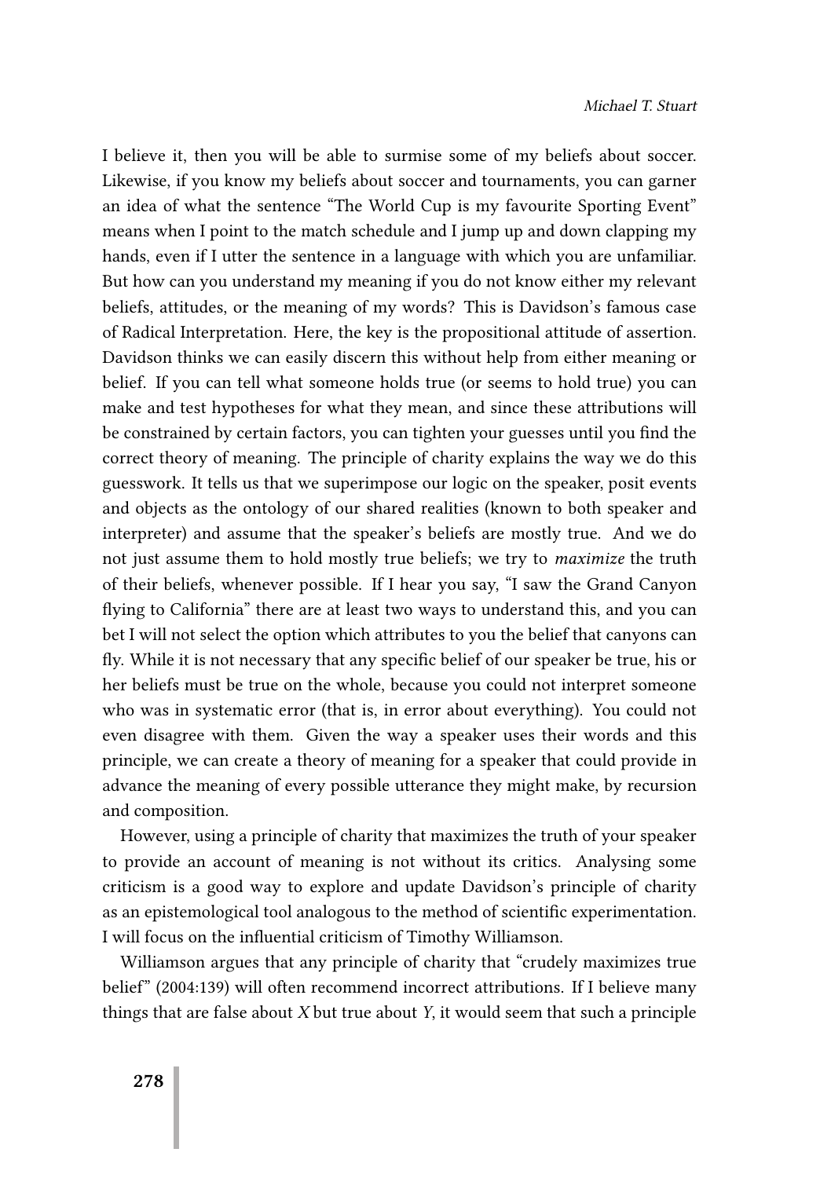I believe it, then you will be able to surmise some of my beliefs about soccer. Likewise, if you know my beliefs about soccer and tournaments, you can garner an idea of what the sentence "The World Cup is my favourite Sporting Event" means when I point to the match schedule and I jump up and down clapping my hands, even if I utter the sentence in a language with which you are unfamiliar. But how can you understand my meaning if you do not know either my relevant beliefs, attitudes, or the meaning of my words? This is Davidson's famous case of Radical Interpretation. Here, the key is the propositional attitude of assertion. Davidson thinks we can easily discern this without help from either meaning or belief. If you can tell what someone holds true (or seems to hold true) you can make and test hypotheses for what they mean, and since these attributions will be constrained by certain factors, you can tighten your guesses until you find the correct theory of meaning. The principle of charity explains the way we do this guesswork. It tells us that we superimpose our logic on the speaker, posit events and objects as the ontology of our shared realities (known to both speaker and interpreter) and assume that the speaker's beliefs are mostly true. And we do not just assume them to hold mostly true beliefs; we try to *maximize* the truth of their beliefs, whenever possible. If I hear you say, "I saw the Grand Canyon flying to California" there are at least two ways to understand this, and you can bet I will not select the option which attributes to you the belief that canyons can fly. While it is not necessary that any specific belief of our speaker be true, his or her beliefs must be true on the whole, because you could not interpret someone who was in systematic error (that is, in error about everything). You could not even disagree with them. Given the way a speaker uses their words and this principle, we can create a theory of meaning for a speaker that could provide in advance the meaning of every possible utterance they might make, by recursion and composition.

However, using a principle of charity that maximizes the truth of your speaker to provide an account of meaning is not without its critics. Analysing some criticism is a good way to explore and update Davidson's principle of charity as an epistemological tool analogous to the method of scientific experimentation. I will focus on the influential criticism of Timothy Williamson.

Williamson argues that any principle of charity that "crudely maximizes true belief" (2004:139) will often recommend incorrect attributions. If I believe many things that are false about *X* but true about *Y*, it would seem that such a principle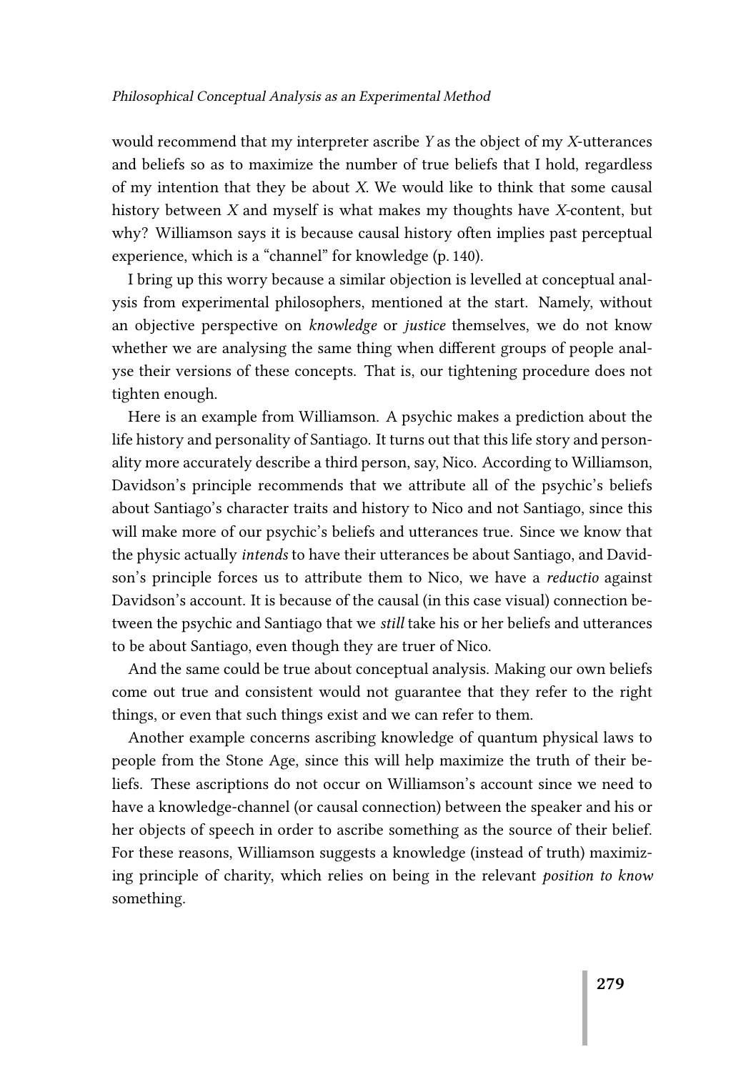would recommend that my interpreter ascribe *Y* as the object of my *X*-utterances and beliefs so as to maximize the number of true beliefs that I hold, regardless of my intention that they be about *X*. We would like to think that some causal history between *X* and myself is what makes my thoughts have *X*-content, but why? Williamson says it is because causal history often implies past perceptual experience, which is a "channel" for knowledge (p. 140).

I bring up this worry because a similar objection is levelled at conceptual analysis from experimental philosophers, mentioned at the start. Namely, without an objective perspective on *knowledge* or *justice* themselves, we do not know whether we are analysing the same thing when different groups of people analyse their versions of these concepts. That is, our tightening procedure does not tighten enough.

Here is an example from Williamson. A psychic makes a prediction about the life history and personality of Santiago. It turns out that this life story and personality more accurately describe a third person, say, Nico. According to Williamson, Davidson's principle recommends that we attribute all of the psychic's beliefs about Santiago's character traits and history to Nico and not Santiago, since this will make more of our psychic's beliefs and utterances true. Since we know that the physic actually *intends* to have their utterances be about Santiago, and Davidson's principle forces us to attribute them to Nico, we have a *reductio* against Davidson's account. It is because of the causal (in this case visual) connection between the psychic and Santiago that we *still* take his or her beliefs and utterances to be about Santiago, even though they are truer of Nico.

And the same could be true about conceptual analysis. Making our own beliefs come out true and consistent would not guarantee that they refer to the right things, or even that such things exist and we can refer to them.

Another example concerns ascribing knowledge of quantum physical laws to people from the Stone Age, since this will help maximize the truth of their beliefs. These ascriptions do not occur on Williamson's account since we need to have a knowledge-channel (or causal connection) between the speaker and his or her objects of speech in order to ascribe something as the source of their belief. For these reasons, Williamson suggests a knowledge (instead of truth) maximizing principle of charity, which relies on being in the relevant *position to know* something.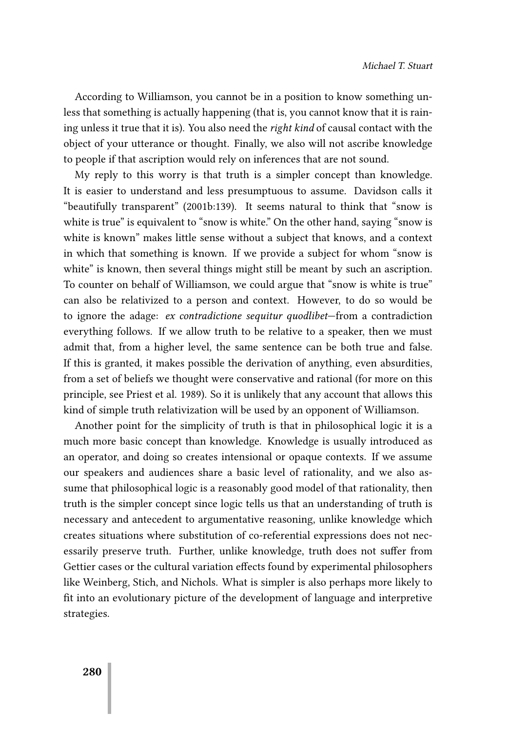According to Williamson, you cannot be in a position to know something unless that something is actually happening (that is, you cannot know that it is raining unless it true that it is). You also need the *right kind* of causal contact with the object of your utterance or thought. Finally, we also will not ascribe knowledge to people if that ascription would rely on inferences that are not sound.

My reply to this worry is that truth is a simpler concept than knowledge. It is easier to understand and less presumptuous to assume. Davidson calls it "beautifully transparent" (2001b:139). It seems natural to think that "snow is white is true" is equivalent to "snow is white." On the other hand, saying "snow is white is known" makes little sense without a subject that knows, and a context in which that something is known. If we provide a subject for whom "snow is white" is known, then several things might still be meant by such an ascription. To counter on behalf of Williamson, we could argue that "snow is white is true" can also be relativized to a person and context. However, to do so would be to ignore the adage: *ex contradictione sequitur quodlibet*—from a contradiction everything follows. If we allow truth to be relative to a speaker, then we must admit that, from a higher level, the same sentence can be both true and false. If this is granted, it makes possible the derivation of anything, even absurdities, from a set of beliefs we thought were conservative and rational (for more on this principle, see Priest et al. 1989). So it is unlikely that any account that allows this kind of simple truth relativization will be used by an opponent of Williamson.

Another point for the simplicity of truth is that in philosophical logic it is a much more basic concept than knowledge. Knowledge is usually introduced as an operator, and doing so creates intensional or opaque contexts. If we assume our speakers and audiences share a basic level of rationality, and we also assume that philosophical logic is a reasonably good model of that rationality, then truth is the simpler concept since logic tells us that an understanding of truth is necessary and antecedent to argumentative reasoning, unlike knowledge which creates situations where substitution of co-referential expressions does not necessarily preserve truth. Further, unlike knowledge, truth does not suffer from Gettier cases or the cultural variation effects found by experimental philosophers like Weinberg, Stich, and Nichols. What is simpler is also perhaps more likely to fit into an evolutionary picture of the development of language and interpretive strategies.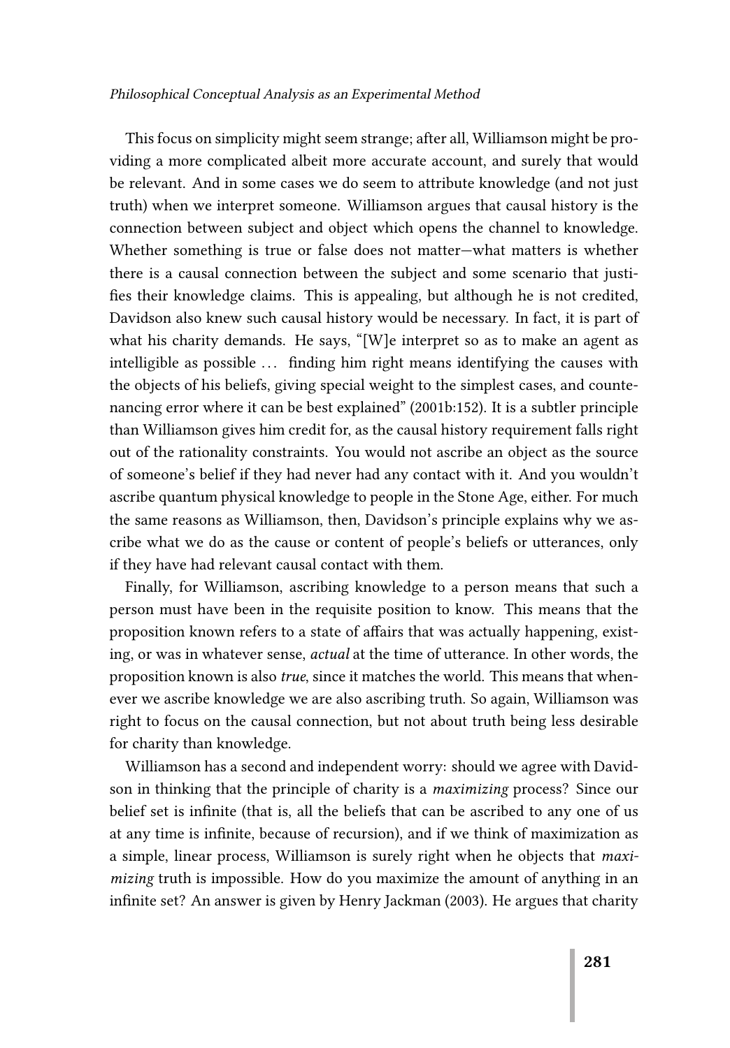This focus on simplicity might seem strange; after all, Williamson might be providing a more complicated albeit more accurate account, and surely that would be relevant. And in some cases we do seem to attribute knowledge (and not just truth) when we interpret someone. Williamson argues that causal history is the connection between subject and object which opens the channel to knowledge. Whether something is true or false does not matter—what matters is whether there is a causal connection between the subject and some scenario that justifies their knowledge claims. This is appealing, but although he is not credited, Davidson also knew such causal history would be necessary. In fact, it is part of what his charity demands. He says, "[W]e interpret so as to make an agent as intelligible as possible … finding him right means identifying the causes with the objects of his beliefs, giving special weight to the simplest cases, and countenancing error where it can be best explained" (2001b:152). It is a subtler principle than Williamson gives him credit for, as the causal history requirement falls right out of the rationality constraints. You would not ascribe an object as the source of someone's belief if they had never had any contact with it. And you wouldn't ascribe quantum physical knowledge to people in the Stone Age, either. For much the same reasons as Williamson, then, Davidson's principle explains why we ascribe what we do as the cause or content of people's beliefs or utterances, only if they have had relevant causal contact with them.

Finally, for Williamson, ascribing knowledge to a person means that such a person must have been in the requisite position to know. This means that the proposition known refers to a state of affairs that was actually happening, existing, or was in whatever sense, *actual* at the time of utterance. In other words, the proposition known is also *true*, since it matches the world. This means that whenever we ascribe knowledge we are also ascribing truth. So again, Williamson was right to focus on the causal connection, but not about truth being less desirable for charity than knowledge.

Williamson has a second and independent worry: should we agree with Davidson in thinking that the principle of charity is a *maximizing* process? Since our belief set is infinite (that is, all the beliefs that can be ascribed to any one of us at any time is infinite, because of recursion), and if we think of maximization as a simple, linear process, Williamson is surely right when he objects that *maximizing* truth is impossible. How do you maximize the amount of anything in an infinite set? An answer is given by Henry Jackman (2003). He argues that charity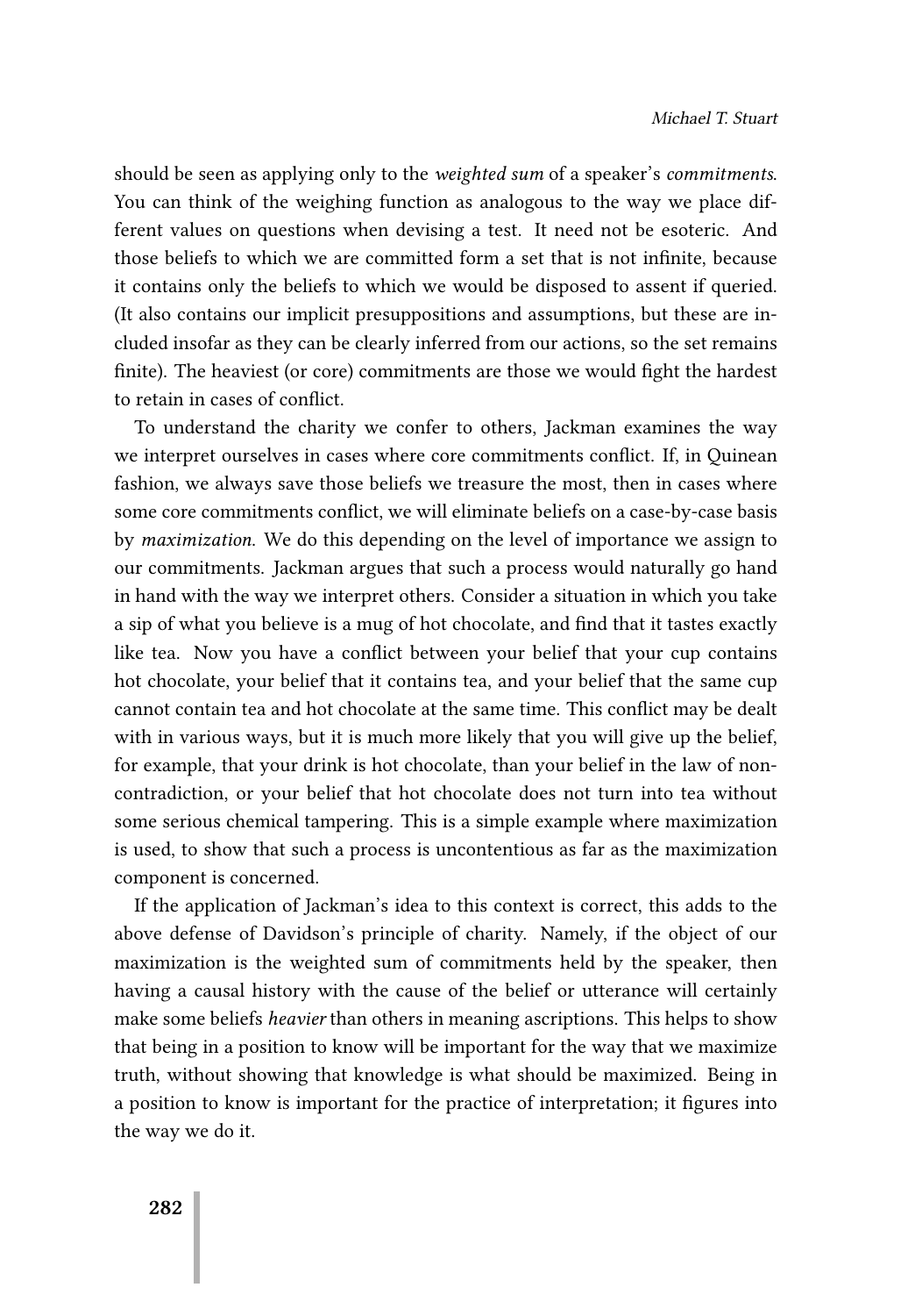should be seen as applying only to the *weighted sum* of a speaker's *commitments*. You can think of the weighing function as analogous to the way we place different values on questions when devising a test. It need not be esoteric. And those beliefs to which we are committed form a set that is not infinite, because it contains only the beliefs to which we would be disposed to assent if queried. (It also contains our implicit presuppositions and assumptions, but these are included insofar as they can be clearly inferred from our actions, so the set remains finite). The heaviest (or core) commitments are those we would fight the hardest to retain in cases of conflict.

To understand the charity we confer to others, Jackman examines the way we interpret ourselves in cases where core commitments conflict. If, in Quinean fashion, we always save those beliefs we treasure the most, then in cases where some core commitments conflict, we will eliminate beliefs on a case-by-case basis by *maximization*. We do this depending on the level of importance we assign to our commitments. Jackman argues that such a process would naturally go hand in hand with the way we interpret others. Consider a situation in which you take a sip of what you believe is a mug of hot chocolate, and find that it tastes exactly like tea. Now you have a conflict between your belief that your cup contains hot chocolate, your belief that it contains tea, and your belief that the same cup cannot contain tea and hot chocolate at the same time. This conflict may be dealt with in various ways, but it is much more likely that you will give up the belief, for example, that your drink is hot chocolate, than your belief in the law of non-contradiction, or your belief that hot chocolate does not turn into tea without some serious chemical tampering. This is a simple example where maximization is used, to show that such a process is uncontentious as far as the maximization component is concerned.

If the application of Jackman's idea to this context is correct, this adds to the above defense of Davidson's principle of charity. Namely, if the object of our maximization is the weighted sum of commitments held by the speaker, then having a causal history with the cause of the belief or utterance will certainly make some beliefs *heavier* than others in meaning ascriptions. This helps to show that being in a position to know will be important for the way that we maximize truth, without showing that knowledge is what should be maximized. Being in a position to know is important for the practice of interpretation; it figures into the way we do it.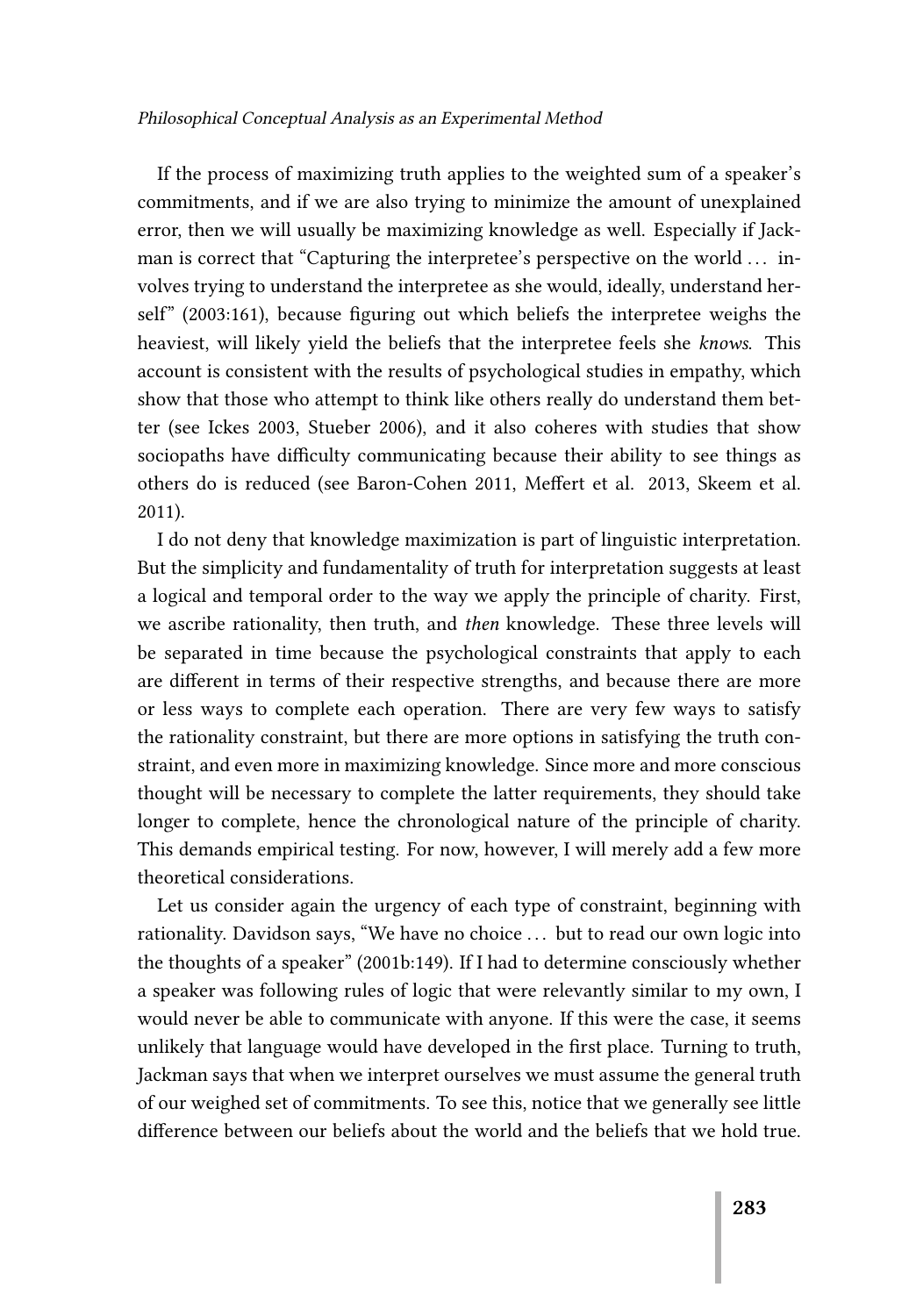If the process of maximizing truth applies to the weighted sum of a speaker's commitments, and if we are also trying to minimize the amount of unexplained error, then we will usually be maximizing knowledge as well. Especially if Jackman is correct that "Capturing the interpretee's perspective on the world … involves trying to understand the interpretee as she would, ideally, understand herself" (2003:161), because figuring out which beliefs the interpretee weighs the heaviest, will likely yield the beliefs that the interpretee feels she *knows*. This account is consistent with the results of psychological studies in empathy, which show that those who attempt to think like others really do understand them better (see Ickes 2003, Stueber 2006), and it also coheres with studies that show sociopaths have difficulty communicating because their ability to see things as others do is reduced (see Baron-Cohen 2011, Meffert et al. 2013, Skeem et al. 2011).

I do not deny that knowledge maximization is part of linguistic interpretation. But the simplicity and fundamentality of truth for interpretation suggests at least a logical and temporal order to the way we apply the principle of charity. First, we ascribe rationality, then truth, and *then* knowledge. These three levels will be separated in time because the psychological constraints that apply to each are different in terms of their respective strengths, and because there are more or less ways to complete each operation. There are very few ways to satisfy the rationality constraint, but there are more options in satisfying the truth constraint, and even more in maximizing knowledge. Since more and more conscious thought will be necessary to complete the latter requirements, they should take longer to complete, hence the chronological nature of the principle of charity. This demands empirical testing. For now, however, I will merely add a few more theoretical considerations.

Let us consider again the urgency of each type of constraint, beginning with rationality. Davidson says, "We have no choice … but to read our own logic into the thoughts of a speaker" (2001b:149). If I had to determine consciously whether a speaker was following rules of logic that were relevantly similar to my own, I would never be able to communicate with anyone. If this were the case, it seems unlikely that language would have developed in the first place. Turning to truth, Jackman says that when we interpret ourselves we must assume the general truth of our weighed set of commitments. To see this, notice that we generally see little difference between our beliefs about the world and the beliefs that we hold true.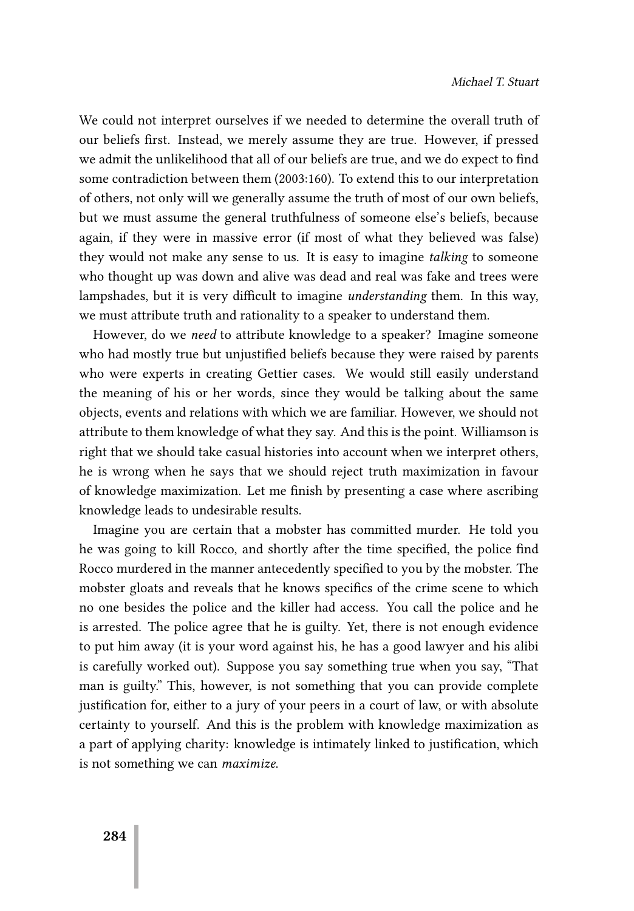We could not interpret ourselves if we needed to determine the overall truth of our beliefs first. Instead, we merely assume they are true. However, if pressed we admit the unlikelihood that all of our beliefs are true, and we do expect to find some contradiction between them (2003:160). To extend this to our interpretation of others, not only will we generally assume the truth of most of our own beliefs, but we must assume the general truthfulness of someone else's beliefs, because again, if they were in massive error (if most of what they believed was false) they would not make any sense to us. It is easy to imagine *talking* to someone who thought up was down and alive was dead and real was fake and trees were lampshades, but it is very difficult to imagine *understanding* them. In this way, we must attribute truth and rationality to a speaker to understand them.

However, do we *need* to attribute knowledge to a speaker? Imagine someone who had mostly true but unjustified beliefs because they were raised by parents who were experts in creating Gettier cases. We would still easily understand the meaning of his or her words, since they would be talking about the same objects, events and relations with which we are familiar. However, we should not attribute to them knowledge of what they say. And this is the point. Williamson is right that we should take casual histories into account when we interpret others, he is wrong when he says that we should reject truth maximization in favour of knowledge maximization. Let me finish by presenting a case where ascribing knowledge leads to undesirable results.

Imagine you are certain that a mobster has committed murder. He told you he was going to kill Rocco, and shortly after the time specified, the police find Rocco murdered in the manner antecedently specified to you by the mobster. The mobster gloats and reveals that he knows specifics of the crime scene to which no one besides the police and the killer had access. You call the police and he is arrested. The police agree that he is guilty. Yet, there is not enough evidence to put him away (it is your word against his, he has a good lawyer and his alibi is carefully worked out). Suppose you say something true when you say, "That man is guilty." This, however, is not something that you can provide complete justification for, either to a jury of your peers in a court of law, or with absolute certainty to yourself. And this is the problem with knowledge maximization as a part of applying charity: knowledge is intimately linked to justification, which is not something we can *maximize*.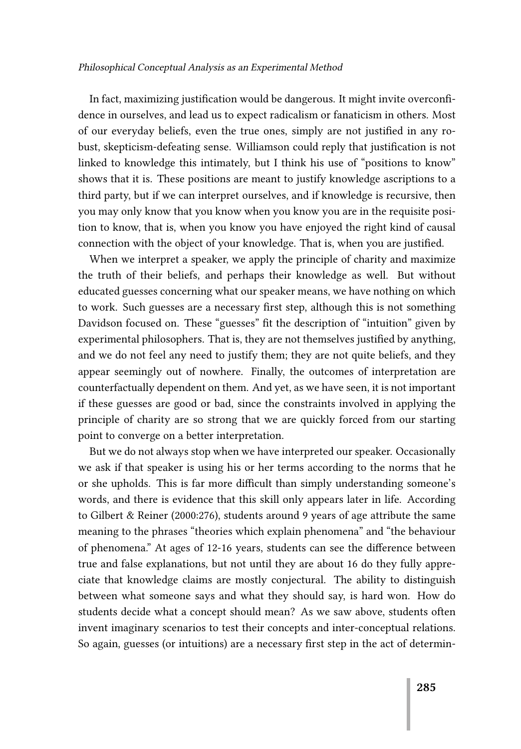In fact, maximizing justification would be dangerous. It might invite overconfidence in ourselves, and lead us to expect radicalism or fanaticism in others. Most of our everyday beliefs, even the true ones, simply are not justified in any robust, skepticism-defeating sense. Williamson could reply that justification is not linked to knowledge this intimately, but I think his use of "positions to know" shows that it is. These positions are meant to justify knowledge ascriptions to a third party, but if we can interpret ourselves, and if knowledge is recursive, then you may only know that you know when you know you are in the requisite position to know, that is, when you know you have enjoyed the right kind of causal connection with the object of your knowledge. That is, when you are justified.

When we interpret a speaker, we apply the principle of charity and maximize the truth of their beliefs, and perhaps their knowledge as well. But without educated guesses concerning what our speaker means, we have nothing on which to work. Such guesses are a necessary first step, although this is not something Davidson focused on. These "guesses" fit the description of "intuition" given by experimental philosophers. That is, they are not themselves justified by anything, and we do not feel any need to justify them; they are not quite beliefs, and they appear seemingly out of nowhere. Finally, the outcomes of interpretation are counterfactually dependent on them. And yet, as we have seen, it is not important if these guesses are good or bad, since the constraints involved in applying the principle of charity are so strong that we are quickly forced from our starting point to converge on a better interpretation.

But we do not always stop when we have interpreted our speaker. Occasionally we ask if that speaker is using his or her terms according to the norms that he or she upholds. This is far more difficult than simply understanding someone's words, and there is evidence that this skill only appears later in life. According to Gilbert & Reiner (2000:276), students around 9 years of age attribute the same meaning to the phrases "theories which explain phenomena" and "the behaviour of phenomena." At ages of 12-16 years, students can see the difference between true and false explanations, but not until they are about 16 do they fully appreciate that knowledge claims are mostly conjectural. The ability to distinguish between what someone says and what they should say, is hard won. How do students decide what a concept should mean? As we saw above, students often invent imaginary scenarios to test their concepts and inter-conceptual relations. So again, guesses (or intuitions) are a necessary first step in the act of determin-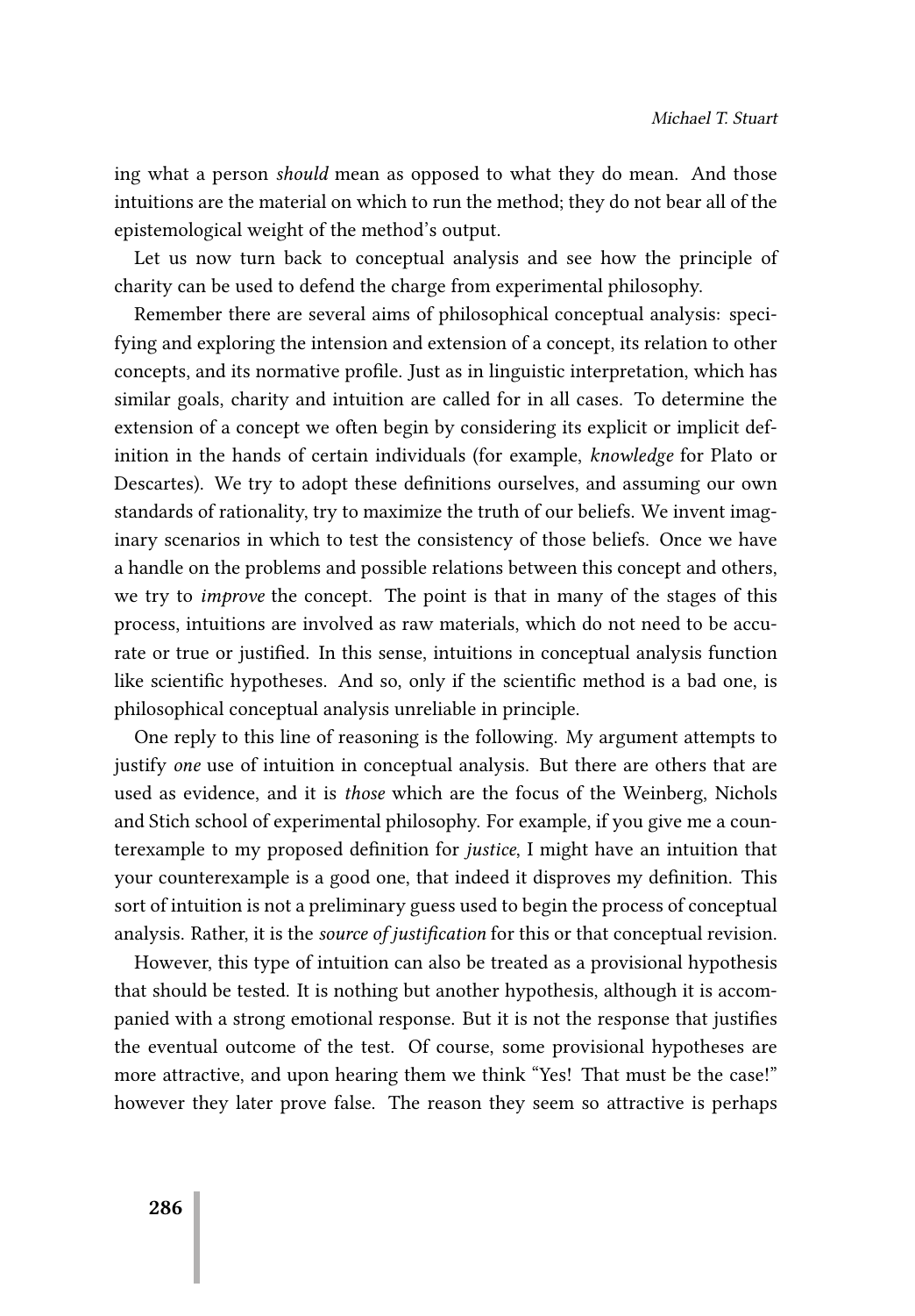ing what a person *should* mean as opposed to what they do mean. And those intuitions are the material on which to run the method; they do not bear all of the epistemological weight of the method's output.

Let us now turn back to conceptual analysis and see how the principle of charity can be used to defend the charge from experimental philosophy.

Remember there are several aims of philosophical conceptual analysis: specifying and exploring the intension and extension of a concept, its relation to other concepts, and its normative profile. Just as in linguistic interpretation, which has similar goals, charity and intuition are called for in all cases. To determine the extension of a concept we often begin by considering its explicit or implicit definition in the hands of certain individuals (for example, *knowledge* for Plato or Descartes). We try to adopt these definitions ourselves, and assuming our own standards of rationality, try to maximize the truth of our beliefs. We invent imaginary scenarios in which to test the consistency of those beliefs. Once we have a handle on the problems and possible relations between this concept and others, we try to *improve* the concept. The point is that in many of the stages of this process, intuitions are involved as raw materials, which do not need to be accurate or true or justified. In this sense, intuitions in conceptual analysis function like scientific hypotheses. And so, only if the scientific method is a bad one, is philosophical conceptual analysis unreliable in principle.

One reply to this line of reasoning is the following. My argument attempts to justify *one* use of intuition in conceptual analysis. But there are others that are used as evidence, and it is *those* which are the focus of the Weinberg, Nichols and Stich school of experimental philosophy. For example, if you give me a counterexample to my proposed definition for *justice*, I might have an intuition that your counterexample is a good one, that indeed it disproves my definition. This sort of intuition is not a preliminary guess used to begin the process of conceptual analysis. Rather, it is the *source of justification* for this or that conceptual revision.

However, this type of intuition can also be treated as a provisional hypothesis that should be tested. It is nothing but another hypothesis, although it is accompanied with a strong emotional response. But it is not the response that justifies the eventual outcome of the test. Of course, some provisional hypotheses are more attractive, and upon hearing them we think "Yes! That must be the case!" however they later prove false. The reason they seem so attractive is perhaps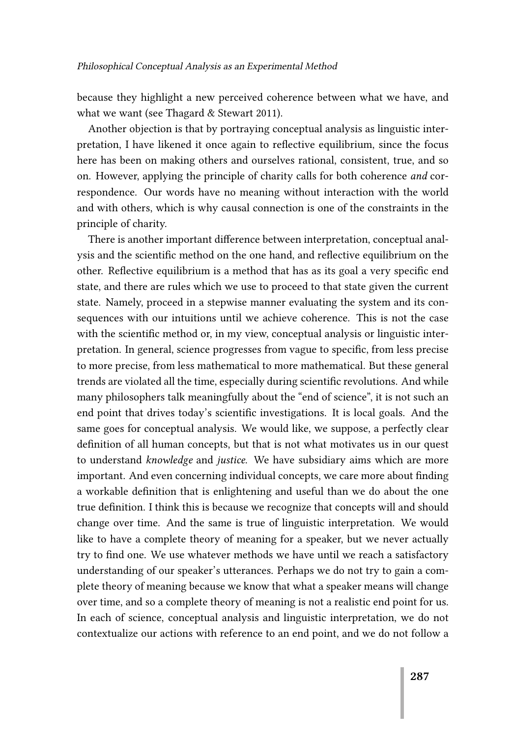because they highlight a new perceived coherence between what we have, and what we want (see Thagard & Stewart 2011).

Another objection is that by portraying conceptual analysis as linguistic interpretation, I have likened it once again to reflective equilibrium, since the focus here has been on making others and ourselves rational, consistent, true, and so on. However, applying the principle of charity calls for both coherence *and* correspondence. Our words have no meaning without interaction with the world and with others, which is why causal connection is one of the constraints in the principle of charity.

There is another important difference between interpretation, conceptual analysis and the scientific method on the one hand, and reflective equilibrium on the other. Reflective equilibrium is a method that has as its goal a very specific end state, and there are rules which we use to proceed to that state given the current state. Namely, proceed in a stepwise manner evaluating the system and its consequences with our intuitions until we achieve coherence. This is not the case with the scientific method or, in my view, conceptual analysis or linguistic interpretation. In general, science progresses from vague to specific, from less precise to more precise, from less mathematical to more mathematical. But these general trends are violated all the time, especially during scientific revolutions. And while many philosophers talk meaningfully about the "end of science", it is not such an end point that drives today's scientific investigations. It is local goals. And the same goes for conceptual analysis. We would like, we suppose, a perfectly clear definition of all human concepts, but that is not what motivates us in our quest to understand *knowledge* and *justice*. We have subsidiary aims which are more important. And even concerning individual concepts, we care more about finding a workable definition that is enlightening and useful than we do about the one true definition. I think this is because we recognize that concepts will and should change over time. And the same is true of linguistic interpretation. We would like to have a complete theory of meaning for a speaker, but we never actually try to find one. We use whatever methods we have until we reach a satisfactory understanding of our speaker's utterances. Perhaps we do not try to gain a complete theory of meaning because we know that what a speaker means will change over time, and so a complete theory of meaning is not a realistic end point for us. In each of science, conceptual analysis and linguistic interpretation, we do not contextualize our actions with reference to an end point, and we do not follow a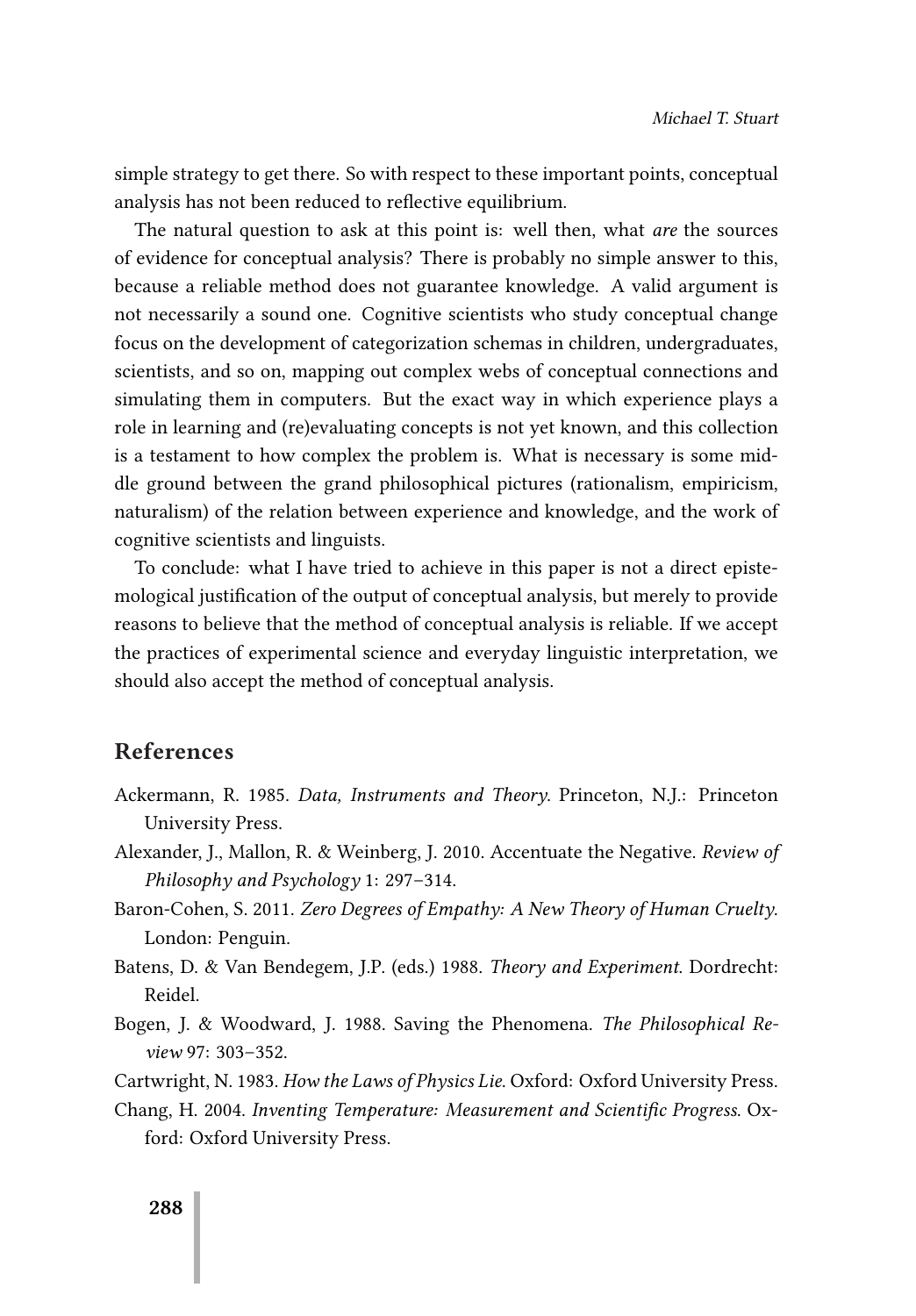simple strategy to get there. So with respect to these important points, conceptual analysis has not been reduced to reflective equilibrium.

The natural question to ask at this point is: well then, what *are* the sources of evidence for conceptual analysis? There is probably no simple answer to this, because a reliable method does not guarantee knowledge. A valid argument is not necessarily a sound one. Cognitive scientists who study conceptual change focus on the development of categorization schemas in children, undergraduates, scientists, and so on, mapping out complex webs of conceptual connections and simulating them in computers. But the exact way in which experience plays a role in learning and (re)evaluating concepts is not yet known, and this collection is a testament to how complex the problem is. What is necessary is some middle ground between the grand philosophical pictures (rationalism, empiricism, naturalism) of the relation between experience and knowledge, and the work of cognitive scientists and linguists.

To conclude: what I have tried to achieve in this paper is not a direct epistemological justification of the output of conceptual analysis, but merely to provide reasons to believe that the method of conceptual analysis is reliable. If we accept the practices of experimental science and everyday linguistic interpretation, we should also accept the method of conceptual analysis.

## References

Ackermann, R. 1985. *Data, Instruments and Theory*. Princeton, N.J.: Princeton University Press.

Alexander, J., Mallon, R. & Weinberg, J. 2010. Accentuate the Negative. *Review of Philosophy and Psychology* 1: 297–314.

Baron-Cohen, S. 2011. *Zero Degrees of Empathy: A New Theory of Human Cruelty*. London: Penguin.

Batens, D. & Van Bendegem, J.P. (eds.) 1988. *Theory and Experiment*. Dordrecht: Reidel.

Bogen, J. & Woodward, J. 1988. Saving the Phenomena. *The Philosophical Review* 97: 303–352.

Cartwright, N. 1983. *How the Laws of Physics Lie*. Oxford: Oxford University Press.

Chang, H. 2004. *Inventing Temperature: Measurement and Scientific Progress*. Oxford: Oxford University Press.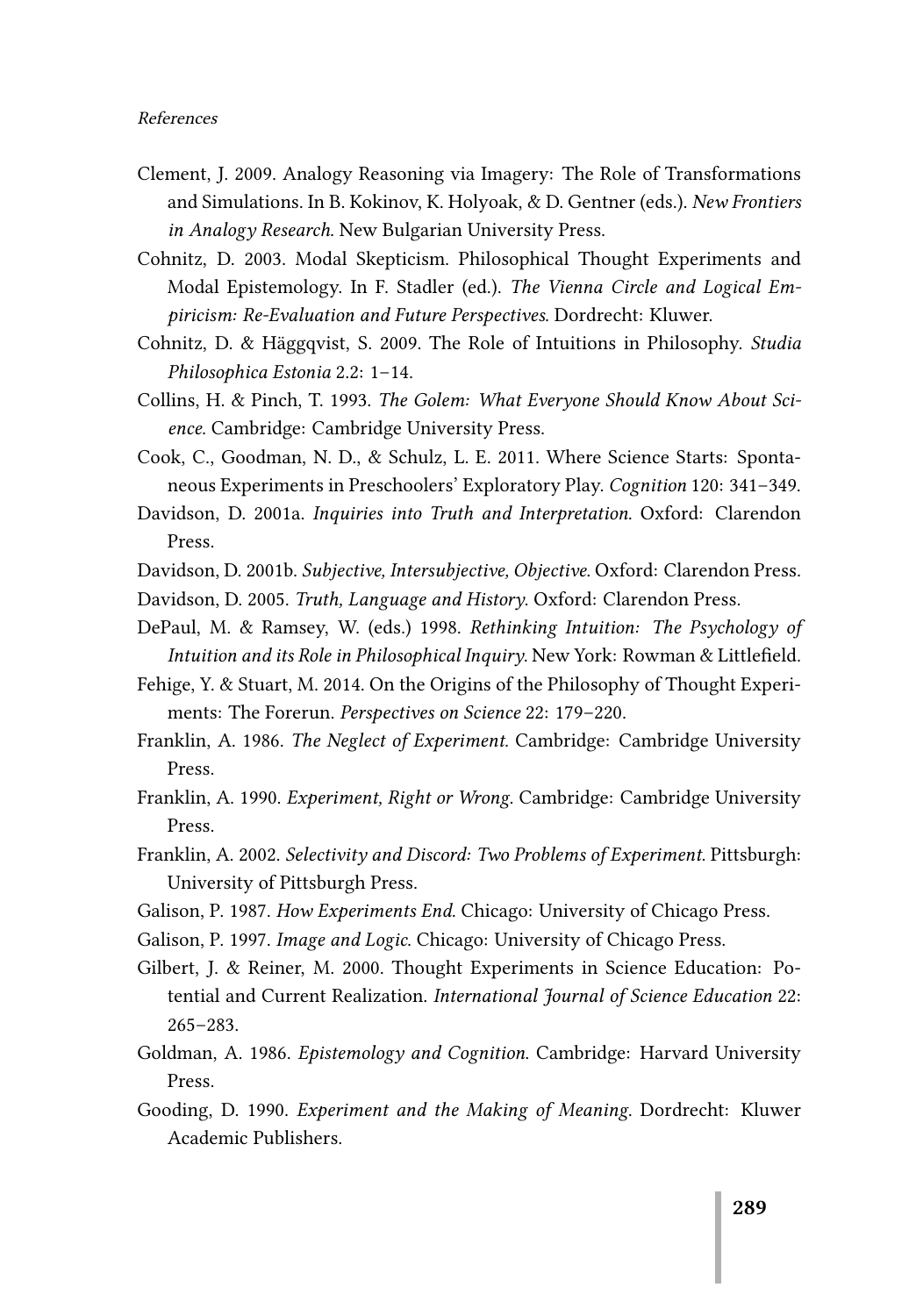Clement, J. 2009. Analogy Reasoning via Imagery: The Role of Transformations and Simulations. In B. Kokinov, K. Holyoak, & D. Gentner (eds.). *New Frontiers in Analogy Research*. New Bulgarian University Press.

Cohnitz, D. 2003. Modal Skepticism. Philosophical Thought Experiments and Modal Epistemology. In F. Stadler (ed.). *The Vienna Circle and Logical Empiricism: Re-Evaluation and Future Perspectives*. Dordrecht: Kluwer.

Cohnitz, D. & Häggqvist, S. 2009. The Role of Intuitions in Philosophy. *Studia Philosophica Estonia* 2.2: 1–14.

Collins, H. & Pinch, T. 1993. *The Golem: What Everyone Should Know About Science*. Cambridge: Cambridge University Press.

Cook, C., Goodman, N. D., & Schulz, L. E. 2011. Where Science Starts: Spontaneous Experiments in Preschoolers' Exploratory Play. *Cognition* 120: 341–349.

Davidson, D. 2001a. *Inquiries into Truth and Interpretation*. Oxford: Clarendon Press.

Davidson, D. 2001b. *Subjective, Intersubjective, Objective*. Oxford: Clarendon Press.

Davidson, D. 2005. *Truth, Language and History*. Oxford: Clarendon Press.

DePaul, M. & Ramsey, W. (eds.) 1998. *Rethinking Intuition: The Psychology of Intuition and its Role in Philosophical Inquiry*. New York: Rowman & Littlefield.

Fehige, Y. & Stuart, M. 2014. On the Origins of the Philosophy of Thought Experiments: The Forerun. *Perspectives on Science* 22: 179–220.

Franklin, A. 1986. *The Neglect of Experiment*. Cambridge: Cambridge University Press.

Franklin, A. 1990. *Experiment, Right or Wrong*. Cambridge: Cambridge University Press.

Franklin, A. 2002. *Selectivity and Discord: Two Problems of Experiment*. Pittsburgh: University of Pittsburgh Press.

Galison, P. 1987. *How Experiments End*. Chicago: University of Chicago Press.

Galison, P. 1997. *Image and Logic*. Chicago: University of Chicago Press.

Gilbert, J. & Reiner, M. 2000. Thought Experiments in Science Education: Potential and Current Realization. *International Journal of Science Education* 22: 265–283.

Goldman, A. 1986. *Epistemology and Cognition*. Cambridge: Harvard University Press.

Gooding, D. 1990. *Experiment and the Making of Meaning*. Dordrecht: Kluwer Academic Publishers.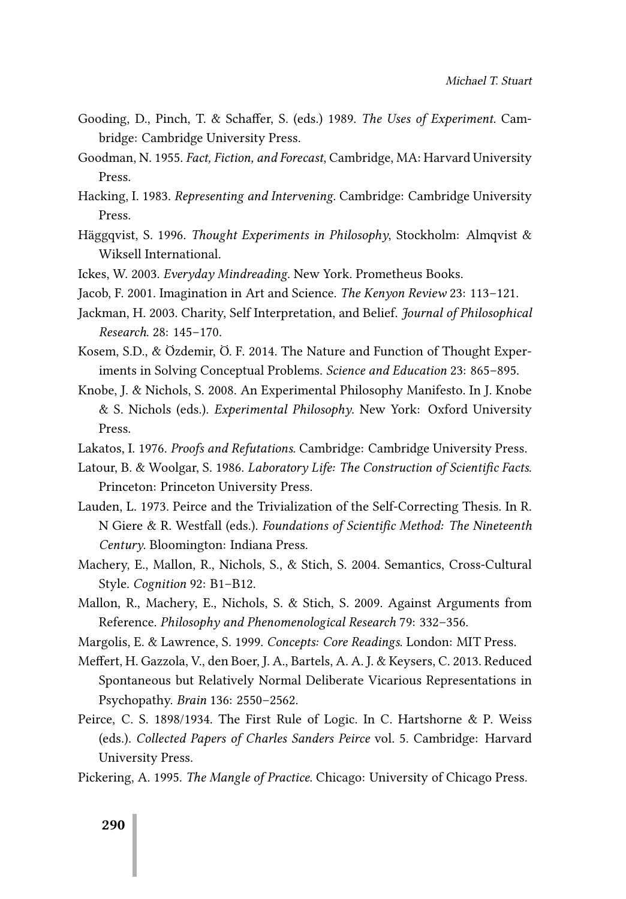Gooding, D., Pinch, T. & Schaffer, S. (eds.) 1989. *The Uses of Experiment*. Cambridge: Cambridge University Press.

Goodman, N. 1955. *Fact, Fiction, and Forecast*, Cambridge, MA: Harvard University Press.

Hacking, I. 1983. *Representing and Intervening*. Cambridge: Cambridge University Press.

Häggqvist, S. 1996. *Thought Experiments in Philosophy*, Stockholm: Almqvist & Wiksell International.

Ickes, W. 2003. *Everyday Mindreading*. New York. Prometheus Books.

Jacob, F. 2001. Imagination in Art and Science. *The Kenyon Review* 23: 113–121.

Jackman, H. 2003. Charity, Self Interpretation, and Belief. *Journal of Philosophical Research*. 28: 145–170.

Kosem, S.D., & Özdemir, Ö. F. 2014. The Nature and Function of Thought Experiments in Solving Conceptual Problems. *Science and Education* 23: 865–895.

Knobe, J. & Nichols, S. 2008. An Experimental Philosophy Manifesto. In J. Knobe & S. Nichols (eds.). *Experimental Philosophy*. New York: Oxford University Press.

Lakatos, I. 1976. *Proofs and Refutations*. Cambridge: Cambridge University Press.

Latour, B. & Woolgar, S. 1986. *Laboratory Life: The Construction of Scientific Facts*. Princeton: Princeton University Press.

Lauden, L. 1973. Peirce and the Trivialization of the Self-Correcting Thesis. In R. N Giere & R. Westfall (eds.). *Foundations of Scientific Method: The Nineteenth Century*. Bloomington: Indiana Press.

Machery, E., Mallon, R., Nichols, S., & Stich, S. 2004. Semantics, Cross-Cultural Style. *Cognition* 92: B1–B12.

Mallon, R., Machery, E., Nichols, S. & Stich, S. 2009. Against Arguments from Reference. *Philosophy and Phenomenological Research* 79: 332–356.

Margolis, E. & Lawrence, S. 1999. *Concepts: Core Readings*. London: MIT Press.

Meffert, H. Gazzola, V., den Boer, J. A., Bartels, A. A. J. & Keysers, C. 2013. Reduced Spontaneous but Relatively Normal Deliberate Vicarious Representations in Psychopathy. *Brain* 136: 2550–2562.

Peirce, C. S. 1898/1934. The First Rule of Logic. In C. Hartshorne & P. Weiss (eds.). *Collected Papers of Charles Sanders Peirce* vol. 5. Cambridge: Harvard University Press.

Pickering, A. 1995. *The Mangle of Practice*. Chicago: University of Chicago Press.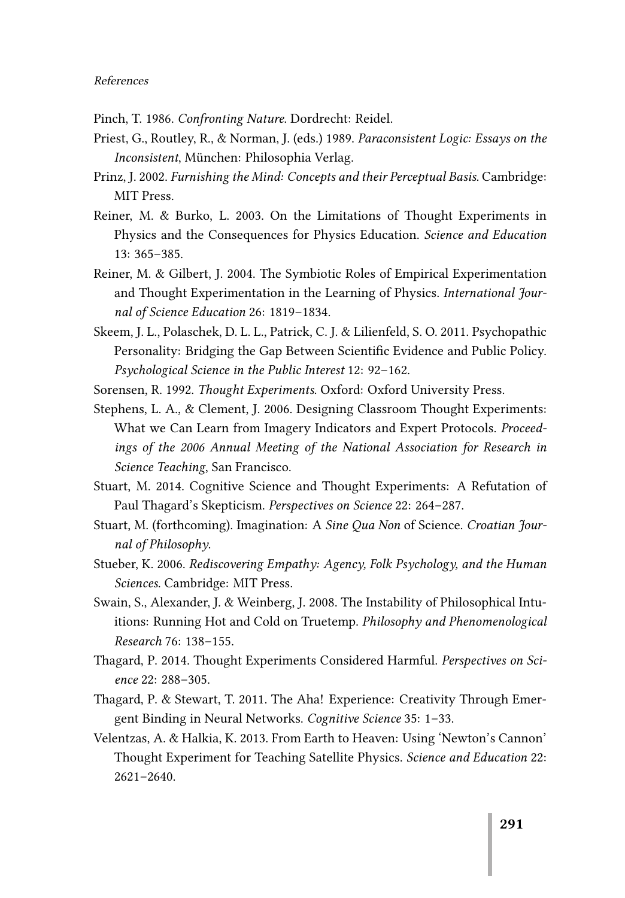Pinch, T. 1986. *Confronting Nature*. Dordrecht: Reidel.

Priest, G., Routley, R., & Norman, J. (eds.) 1989. *Paraconsistent Logic: Essays on the Inconsistent*, München: Philosophia Verlag.

Prinz, J. 2002. *Furnishing the Mind: Concepts and their Perceptual Basis*. Cambridge: MIT Press.

Reiner, M. & Burko, L. 2003. On the Limitations of Thought Experiments in Physics and the Consequences for Physics Education. *Science and Education* 13: 365–385.

Reiner, M. & Gilbert, J. 2004. The Symbiotic Roles of Empirical Experimentation and Thought Experimentation in the Learning of Physics. *International Journal of Science Education* 26: 1819–1834.

Skeem, J. L., Polaschek, D. L. L., Patrick, C. J. & Lilienfeld, S. O. 2011. Psychopathic Personality: Bridging the Gap Between Scientific Evidence and Public Policy. *Psychological Science in the Public Interest* 12: 92–162.

Sorensen, R. 1992. *Thought Experiments*. Oxford: Oxford University Press.

Stephens, L. A., & Clement, J. 2006. Designing Classroom Thought Experiments: What we Can Learn from Imagery Indicators and Expert Protocols. *Proceedings of the 2006 Annual Meeting of the National Association for Research in Science Teaching*, San Francisco.

Stuart, M. 2014. Cognitive Science and Thought Experiments: A Refutation of Paul Thagard's Skepticism. *Perspectives on Science* 22: 264–287.

Stuart, M. (forthcoming). Imagination: A *Sine Qua Non* of Science. *Croatian Journal of Philosophy*.

Stueber, K. 2006. *Rediscovering Empathy: Agency, Folk Psychology, and the Human Sciences*. Cambridge: MIT Press.

Swain, S., Alexander, J. & Weinberg, J. 2008. The Instability of Philosophical Intuitions: Running Hot and Cold on Truetemp. *Philosophy and Phenomenological Research* 76: 138–155.

Thagard, P. 2014. Thought Experiments Considered Harmful. *Perspectives on Science* 22: 288–305.

Thagard, P. & Stewart, T. 2011. The Aha! Experience: Creativity Through Emergent Binding in Neural Networks. *Cognitive Science* 35: 1–33.

Velentzas, A. & Halkia, K. 2013. From Earth to Heaven: Using 'Newton's Cannon' Thought Experiment for Teaching Satellite Physics. *Science and Education* 22: 2621–2640.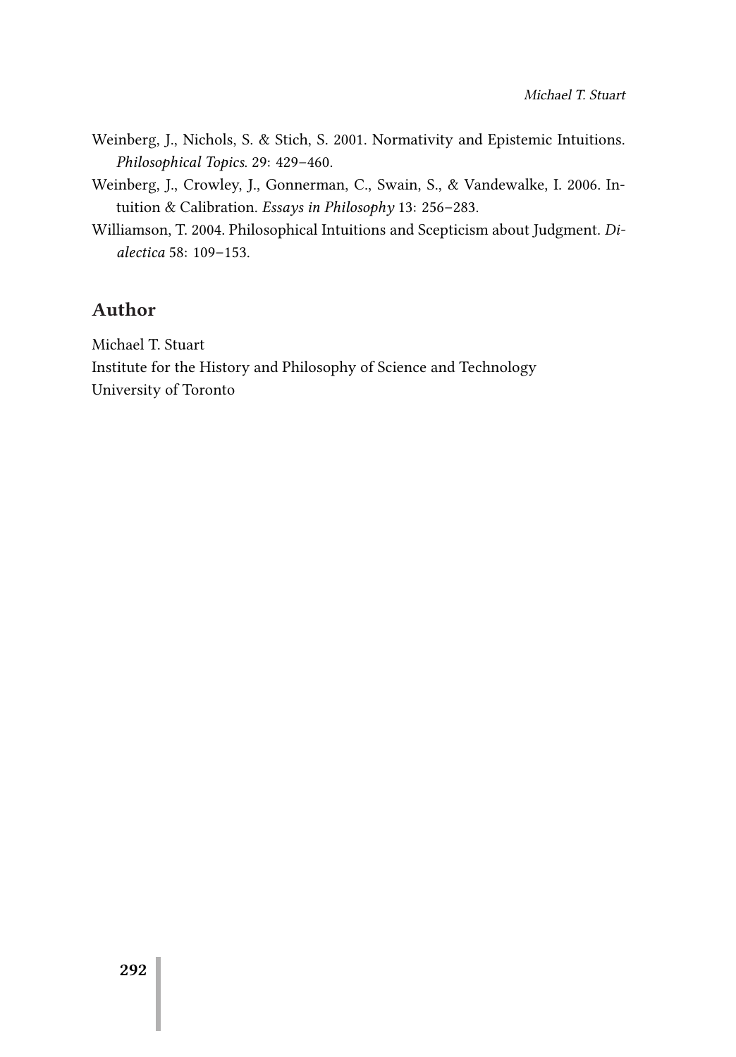Weinberg, J., Nichols, S. & Stich, S. 2001. Normativity and Epistemic Intuitions. *Philosophical Topics*. 29: 429–460.

Weinberg, J., Crowley, J., Gonnerman, C., Swain, S., & Vandewalke, I. 2006. Intuition & Calibration. *Essays in Philosophy* 13: 256–283.

Williamson, T. 2004. Philosophical Intuitions and Scepticism about Judgment. *Dialectica* 58: 109–153.

## Author

Michael T. Stuart
Institute for the History and Philosophy of Science and Technology
University of Toronto